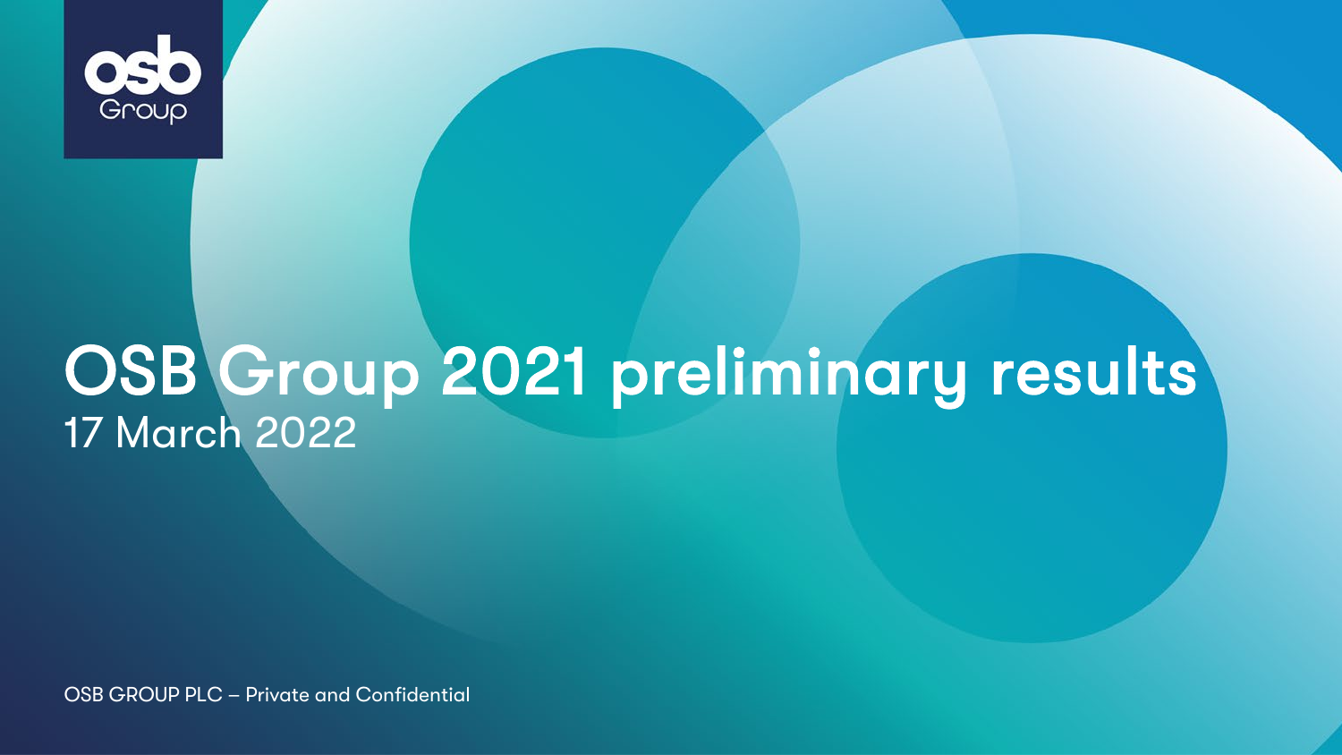osb
Group

# OSB Group 2021 preliminary results

17 March 2022

OSB GROUP PLC – Private and Confidential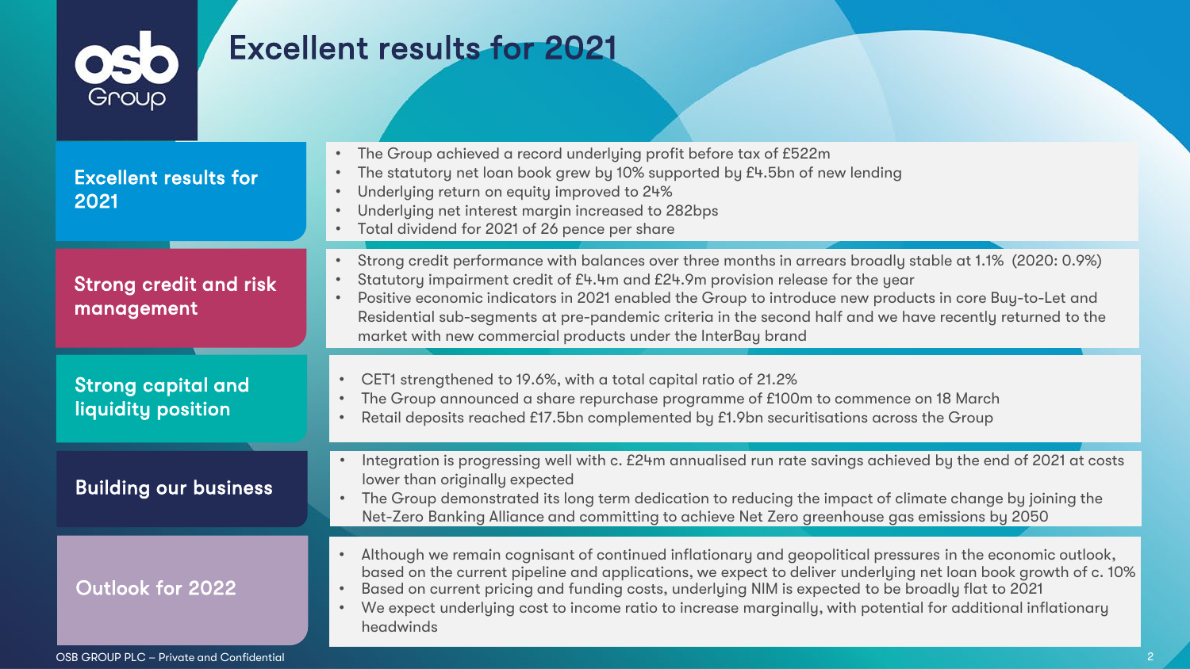# Excellent results for 2021

## Excellent results for 2021

- The Group achieved a record underlying profit before tax of £522m
- The statutory net loan book grew by 10% supported by £4.5bn of new lending
- Underlying return on equity improved to 24%
- Underlying net interest margin increased to 282bps
- Total dividend for 2021 of 26 pence per share

## Strong credit and risk management

- Strong credit performance with balances over three months in arrears broadly stable at 1.1% (2020: 0.9%)
- Statutory impairment credit of £4.4m and £24.9m provision release for the year
- Positive economic indicators in 2021 enabled the Group to introduce new products in core Buy-to-Let and Residential sub-segments at pre-pandemic criteria in the second half and we have recently returned to the market with new commercial products under the InterBay brand

## Strong capital and liquidity position

- CET1 strengthened to 19.6%, with a total capital ratio of 21.2%
- The Group announced a share repurchase programme of £100m to commence on 18 March
- Retail deposits reached £17.5bn complemented by £1.9bn securitisations across the Group

## Building our business

- Integration is progressing well with c. £24m annualised run rate savings achieved by the end of 2021 at costs lower than originally expected
- The Group demonstrated its long term dedication to reducing the impact of climate change by joining the Net-Zero Banking Alliance and committing to achieve Net Zero greenhouse gas emissions by 2050

## Outlook for 2022

- Although we remain cognisant of continued inflationary and geopolitical pressures in the economic outlook, based on the current pipeline and applications, we expect to deliver underlying net loan book growth of c. 10%
- Based on current pricing and funding costs, underlying NIM is expected to be broadly flat to 2021
- We expect underlying cost to income ratio to increase marginally, with potential for additional inflationary headwinds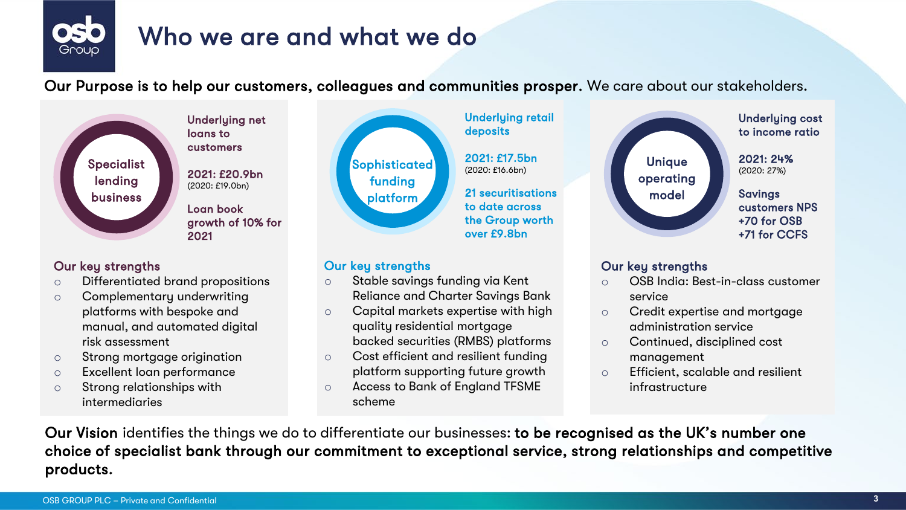# Who we are and what we do

**Our Purpose is to help our customers, colleagues and communities prosper.** We care about our stakeholders.

## Specialist lending business

**Underlying net loans to customers**

**2021: £20.9bn**
(2020: £19.0bn)

**Loan book growth of 10% for 2021**

### Our key strengths

- Differentiated brand propositions
- Complementary underwriting platforms with bespoke and manual, and automated digital risk assessment
- Strong mortgage origination
- Excellent loan performance
- Strong relationships with intermediaries

## Sophisticated funding platform

**Underlying retail deposits**

**2021: £17.5bn**
(2020: £16.6bn)

**21 securitisations to date across the Group worth over £9.8bn**

### Our key strengths

- Stable savings funding via Kent Reliance and Charter Savings Bank
- Capital markets expertise with high quality residential mortgage backed securities (RMBS) platforms
- Cost efficient and resilient funding platform supporting future growth
- Access to Bank of England TFSME scheme

## Unique operating model

**Underlying cost to income ratio**

**2021: 24%**
(2020: 27%)

**Savings customers NPS +70 for OSB +71 for CCFS**

### Our key strengths

- OSB India: Best-in-class customer service
- Credit expertise and mortgage administration service
- Continued, disciplined cost management
- Efficient, scalable and resilient infrastructure

**Our Vision** identifies the things we do to differentiate our businesses: **to be recognised as the UK's number one choice of specialist bank through our commitment to exceptional service, strong relationships and competitive products.**

OSB GROUP PLC – Private and Confidential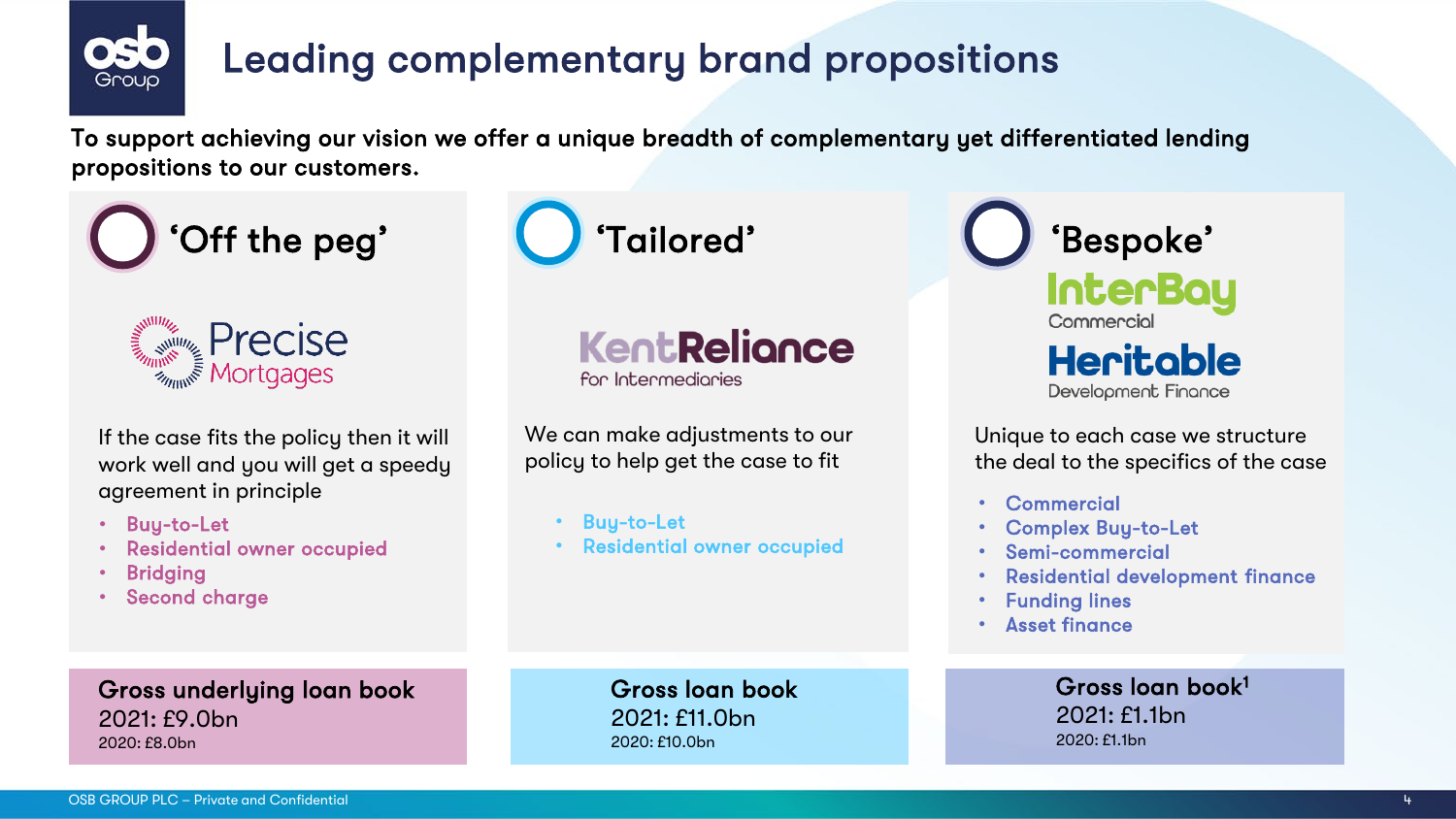# Leading complementary brand propositions

**To support achieving our vision we offer a unique breadth of complementary yet differentiated lending propositions to our customers.**

## 'Off the peg'

Precise Mortgages

If the case fits the policy then it will work well and you will get a speedy agreement in principle

- Buy-to-Let
- Residential owner occupied
- Bridging
- Second charge

**Gross underlying loan book**
2021: £9.0bn
2020: £8.0bn

## 'Tailored'

KentReliance for Intermediaries

We can make adjustments to our policy to help get the case to fit

- Buy-to-Let
- Residential owner occupied

**Gross loan book**
2021: £11.0bn
2020: £10.0bn

## 'Bespoke'

InterBay Commercial

Heritable Development Finance

Unique to each case we structure the deal to the specifics of the case

- Commercial
- Complex Buy-to-Let
- Semi-commercial
- Residential development finance
- Funding lines
- Asset finance

**Gross loan book[1]**
2021: £1.1bn
2020: £1.1bn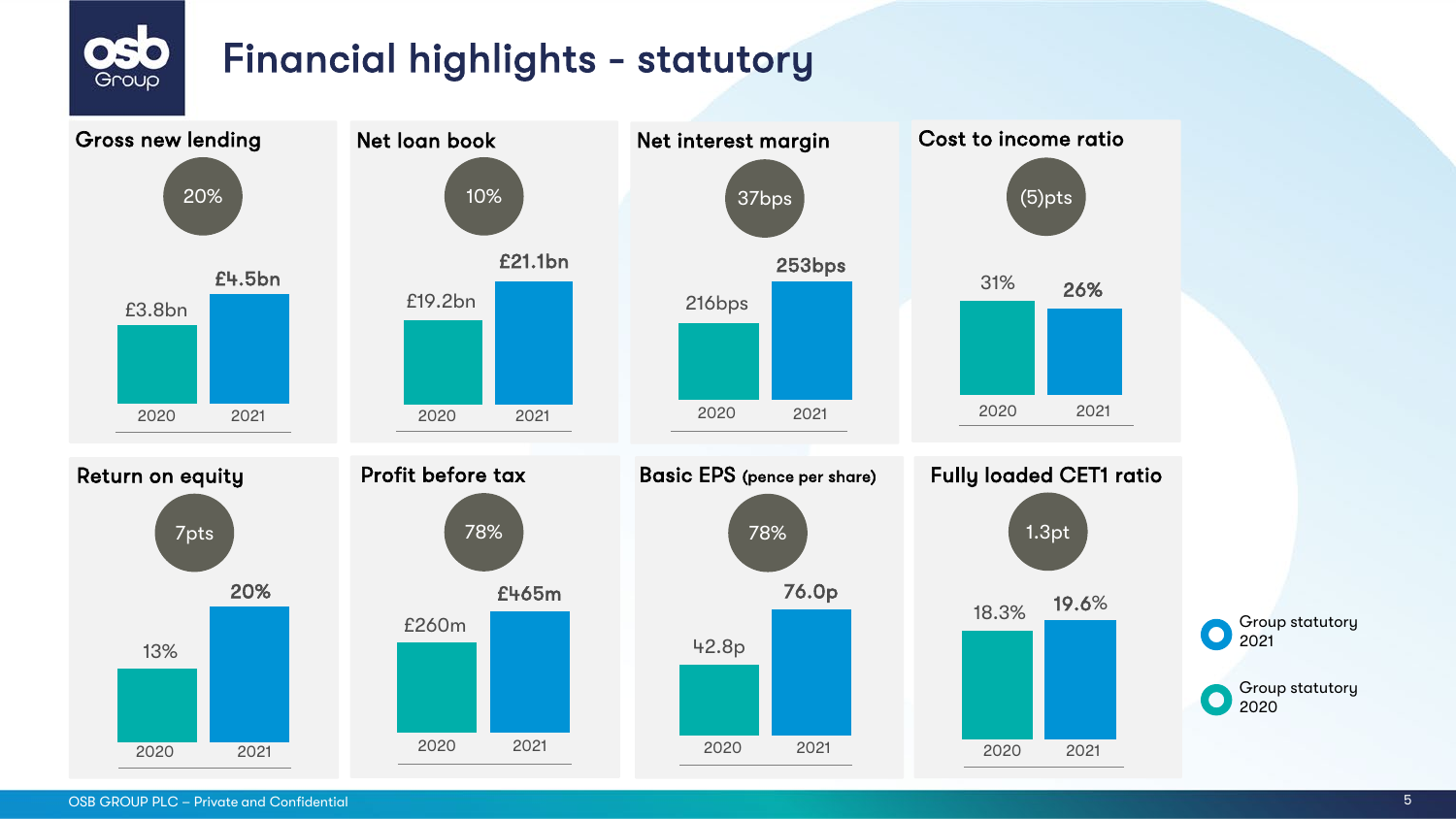# Financial highlights - statutory

| Metric | Change | 2020 | 2021 |
|---|---|---|---|
| Gross new lending | 20% | £3.8bn | £4.5bn |
| Net loan book | 10% | £19.2bn | £21.1bn |
| Net interest margin | 37bps | 216bps | 253bps |
| Cost to income ratio | (5)pts | 31% | 26% |
| Return on equity | 7pts | 13% | 20% |
| Profit before tax | 78% | £260m | £465m |
| Basic EPS (pence per share) | 78% | 42.8p | 76.0p |
| Fully loaded CET1 ratio | 1.3pt | 18.3% | 19.6% |

Group statutory 2021

Group statutory 2020

OSB GROUP PLC – Private and Confidential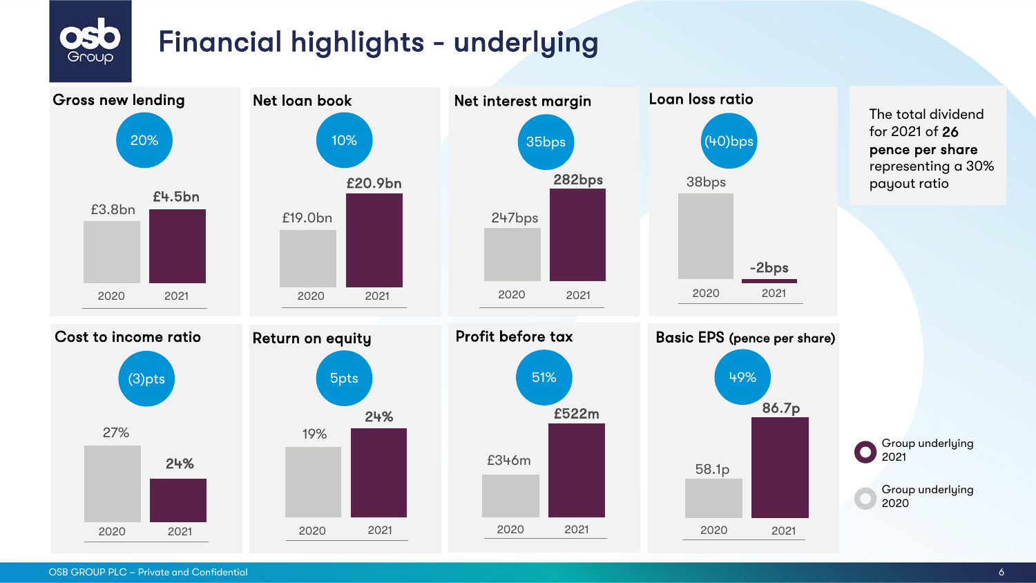# Financial highlights - underlying

| Metric | 2020 | 2021 | Change |
|---|---|---|---|
| Gross new lending | £3.8bn | £4.5bn | 20% |
| Net loan book | £19.0bn | £20.9bn | 10% |
| Net interest margin | 247bps | 282bps | 35bps |
| Loan loss ratio | 38bps | -2bps | (40)bps |
| Cost to income ratio | 27% | 24% | (3)pts |
| Return on equity | 19% | 24% | 5pts |
| Profit before tax | £346m | £522m | 51% |
| Basic EPS (pence per share) | 58.1p | 86.7p | 49% |

The total dividend for 2021 of **26 pence per share** representing a 30% payout ratio

- Group underlying 2021
- Group underlying 2020

OSB GROUP PLC – Private and Confidential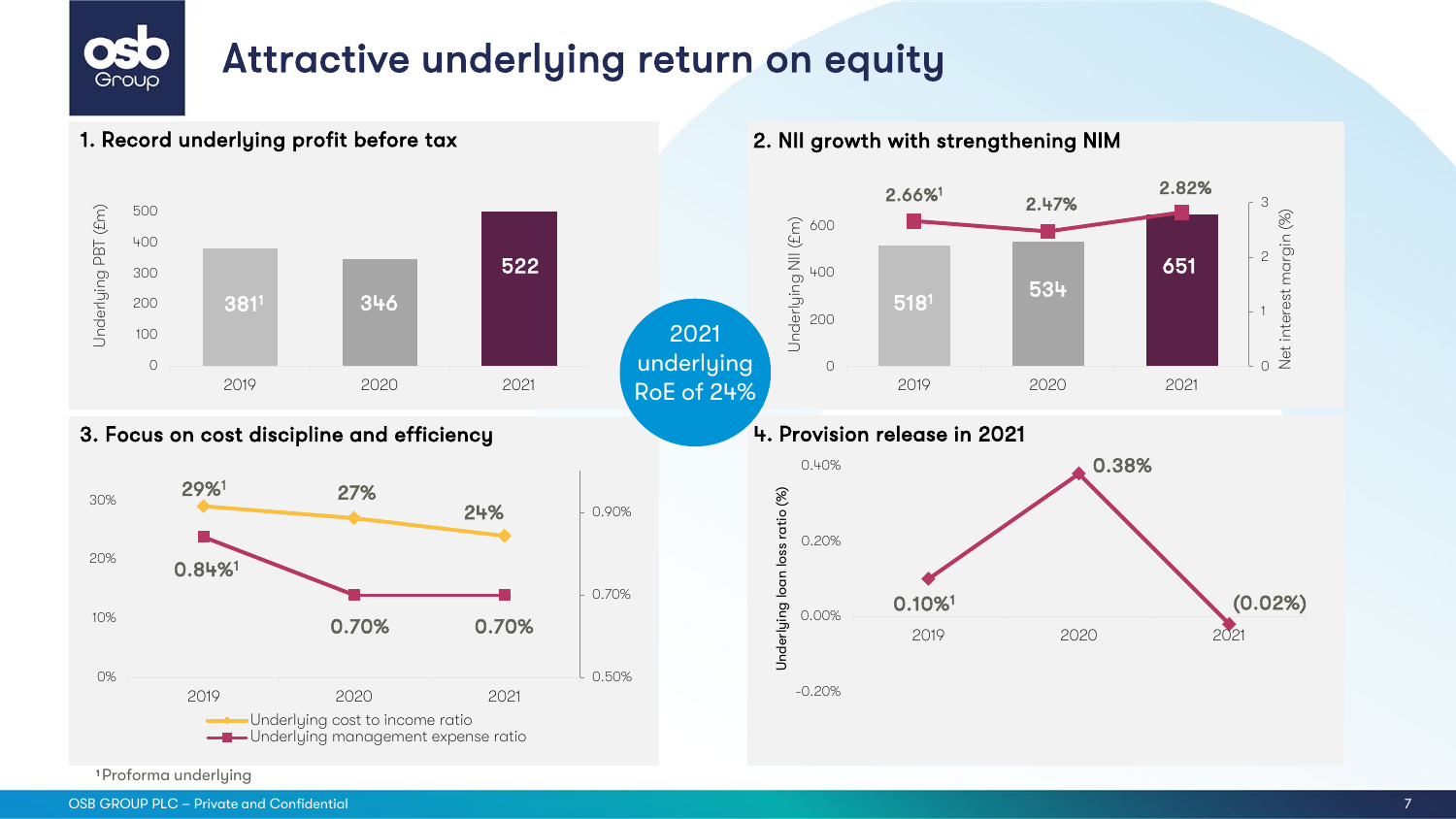# Attractive underlying return on equity

## 1. Record underlying profit before tax

| | 2019 | 2020 | 2021 |
|---|---|---|---|
| Underlying PBT (£m) | 381[1] | 346 | 522 |

## 2. NII growth with strengthening NIM

| | 2019 | 2020 | 2021 |
|---|---|---|---|
| Underlying NII (£m) | 518[1] | 534 | 651 |
| Net interest margin (%) | 2.66%[1] | 2.47% | 2.82% |

**2021 underlying RoE of 24%**

## 3. Focus on cost discipline and efficiency

| | 2019 | 2020 | 2021 |
|---|---|---|---|
| Underlying cost to income ratio | 29%[1] | 27% | 24% |
| Underlying management expense ratio | 0.84%[1] | 0.70% | 0.70% |

## 4. Provision release in 2021

| | 2019 | 2020 | 2021 |
|---|---|---|---|
| Underlying loan loss ratio (%) | 0.10%[1] | 0.38% | (0.02%) |

[1] Proforma underlying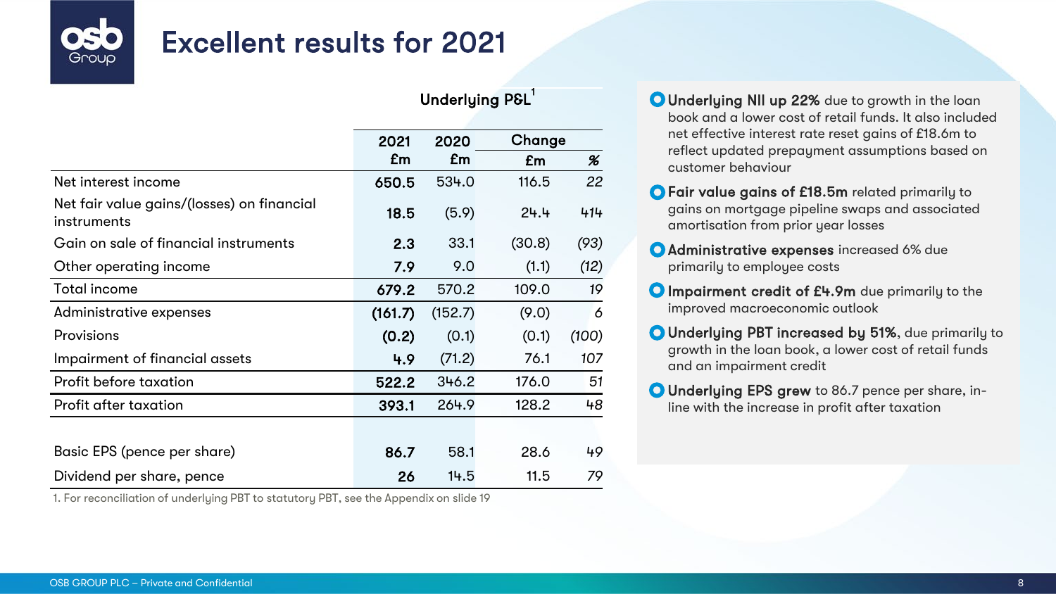# Excellent results for 2021

| Underlying P&L[1] | 2021 £m | 2020 £m | Change £m | Change % |
|---|---|---|---|---|
| Net interest income | **650.5** | 534.0 | 116.5 | *22* |
| Net fair value gains/(losses) on financial instruments | **18.5** | (5.9) | 24.4 | *414* |
| Gain on sale of financial instruments | **2.3** | 33.1 | (30.8) | *(93)* |
| Other operating income | **7.9** | 9.0 | (1.1) | *(12)* |
| Total income | **679.2** | 570.2 | 109.0 | *19* |
| Administrative expenses | **(161.7)** | (152.7) | (9.0) | *6* |
| Provisions | **(0.2)** | (0.1) | (0.1) | *(100)* |
| Impairment of financial assets | **4.9** | (71.2) | 76.1 | *107* |
| Profit before taxation | **522.2** | 346.2 | 176.0 | *51* |
| Profit after taxation | **393.1** | 264.9 | 128.2 | *48* |
| | | | | |
| Basic EPS (pence per share) | **86.7** | 58.1 | 28.6 | *49* |
| Dividend per share, pence | **26** | 14.5 | 11.5 | *79* |

1. For reconciliation of underlying PBT to statutory PBT, see the Appendix on slide 19

- **Underlying NII up 22%** due to growth in the loan book and a lower cost of retail funds. It also included net effective interest rate reset gains of £18.6m to reflect updated prepayment assumptions based on customer behaviour
- **Fair value gains of £18.5m** related primarily to gains on mortgage pipeline swaps and associated amortisation from prior year losses
- **Administrative expenses** increased 6% due primarily to employee costs
- **Impairment credit of £4.9m** due primarily to the improved macroeconomic outlook
- **Underlying PBT increased by 51%,** due primarily to growth in the loan book, a lower cost of retail funds and an impairment credit
- **Underlying EPS grew** to 86.7 pence per share, in-line with the increase in profit after taxation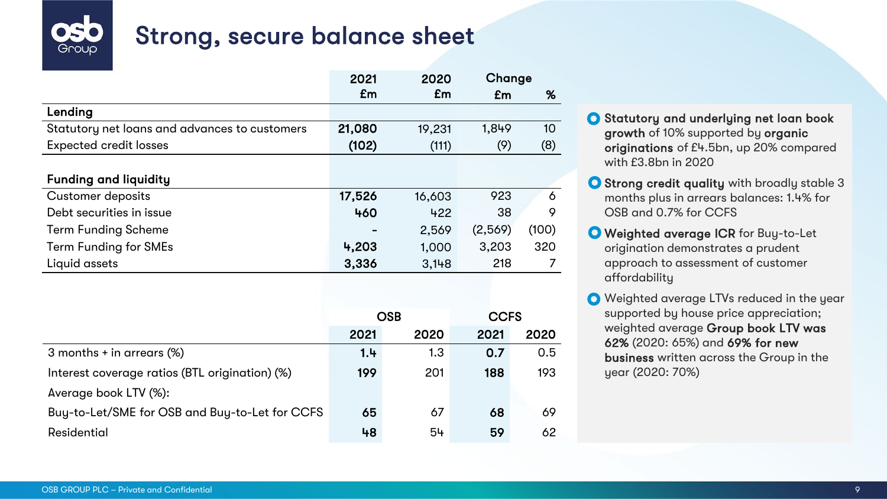# Strong, secure balance sheet

| | 2021 £m | 2020 £m | Change £m | Change % |
|---|---|---|---|---|
| **Lending** | | | | |
| Statutory net loans and advances to customers | **21,080** | 19,231 | 1,849 | 10 |
| Expected credit losses | **(102)** | (111) | (9) | (8) |
| **Funding and liquidity** | | | | |
| Customer deposits | **17,526** | 16,603 | 923 | 6 |
| Debt securities in issue | **460** | 422 | 38 | 9 |
| Term Funding Scheme | **-** | 2,569 | (2,569) | (100) |
| Term Funding for SMEs | **4,203** | 1,000 | 3,203 | 320 |
| Liquid assets | **3,336** | 3,148 | 218 | 7 |

| | OSB | | CCFS | |
|---|---|---|---|---|
| | 2021 | 2020 | 2021 | 2020 |
| 3 months + in arrears (%) | **1.4** | 1.3 | **0.7** | 0.5 |
| Interest coverage ratios (BTL origination) (%) | **199** | 201 | **188** | 193 |
| Average book LTV (%): | | | | |
| Buy-to-Let/SME for OSB and Buy-to-Let for CCFS | **65** | 67 | **68** | 69 |
| Residential | **48** | 54 | **59** | 62 |

- **Statutory and underlying net loan book growth** of 10% supported by **organic originations** of £4.5bn, up 20% compared with £3.8bn in 2020
- **Strong credit quality** with broadly stable 3 months plus in arrears balances: 1.4% for OSB and 0.7% for CCFS
- **Weighted average ICR** for Buy-to-Let origination demonstrates a prudent approach to assessment of customer affordability
- Weighted average LTVs reduced in the year supported by house price appreciation; weighted average **Group book LTV was 62%** (2020: 65%) and **69% for new business** written across the Group in the year (2020: 70%)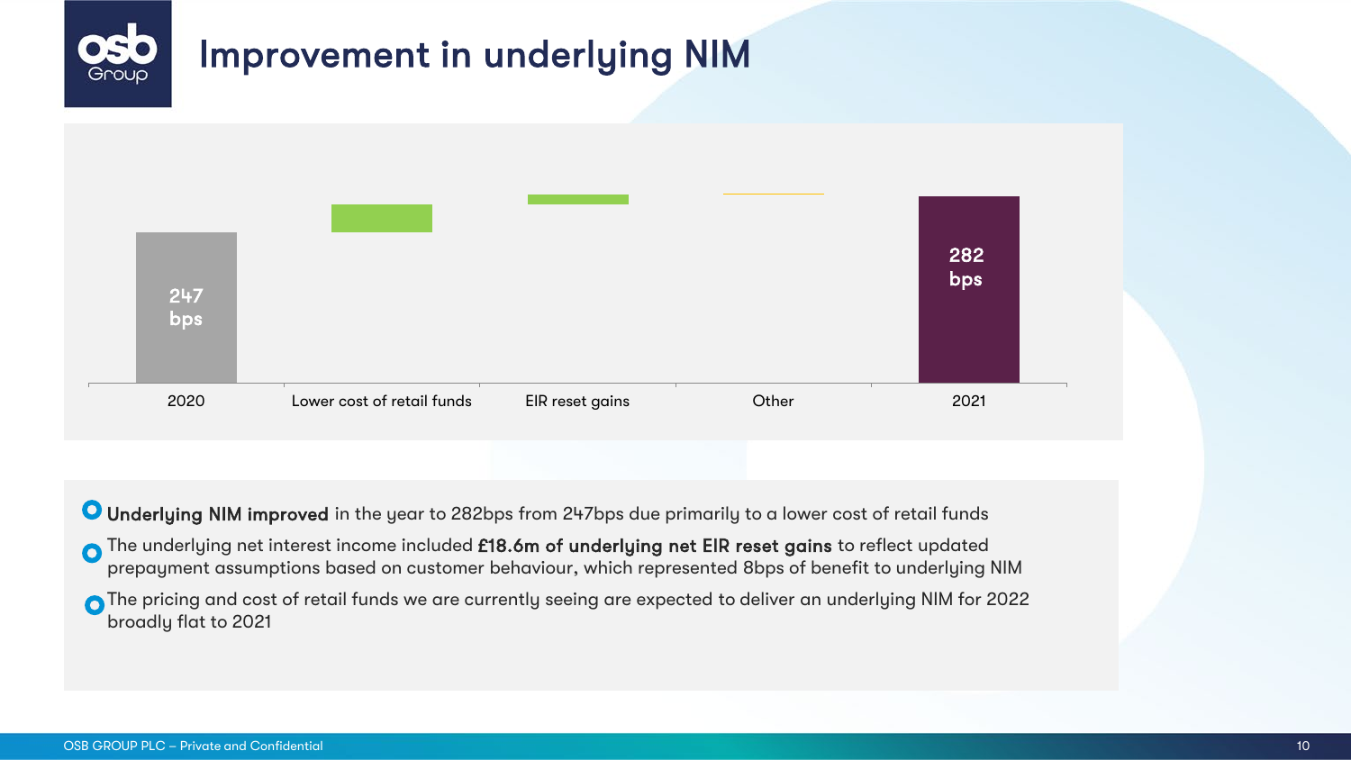# Improvement in underlying NIM

| | 2020 | Lower cost of retail funds | EIR reset gains | Other | 2021 |
|---|---|---|---|---|---|
| Underlying NIM | 247 bps | | | | 282 bps |

- **Underlying NIM improved** in the year to 282bps from 247bps due primarily to a lower cost of retail funds
- The underlying net interest income included **£18.6m of underlying net EIR reset gains** to reflect updated prepayment assumptions based on customer behaviour, which represented 8bps of benefit to underlying NIM
- The pricing and cost of retail funds we are currently seeing are expected to deliver an underlying NIM for 2022 broadly flat to 2021

OSB GROUP PLC – Private and Confidential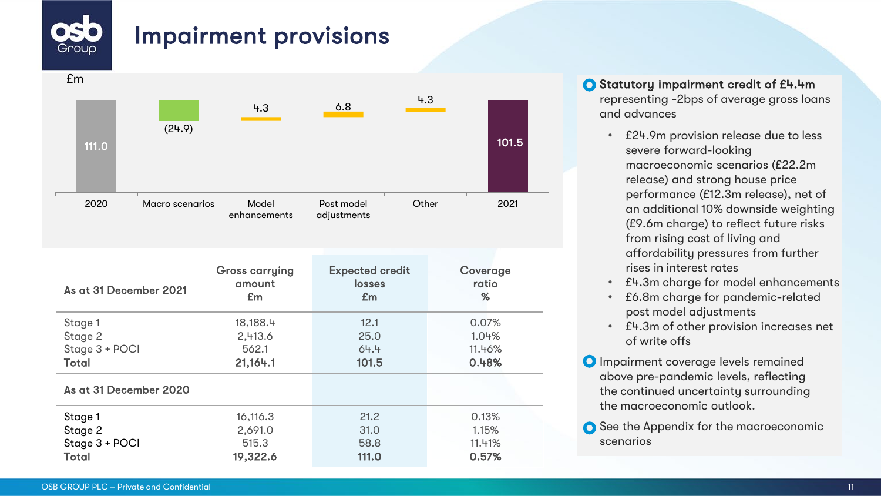# Impairment provisions

£m

| | 2020 | Macro scenarios | Model enhancements | Post model adjustments | Other | 2021 |
|---|---|---|---|---|---|---|
| £m | 111.0 | (24.9) | 4.3 | 6.8 | 4.3 | 101.5 |

| As at 31 December 2021 | Gross carrying amount £m | Expected credit losses £m | Coverage ratio % |
|---|---|---|---|
| Stage 1 | 18,188.4 | 12.1 | 0.07% |
| Stage 2 | 2,413.6 | 25.0 | 1.04% |
| Stage 3 + POCI | 562.1 | 64.4 | 11.46% |
| **Total** | **21,164.1** | **101.5** | **0.48%** |
| **As at 31 December 2020** | | | |
| Stage 1 | 16,116.3 | 21.2 | 0.13% |
| Stage 2 | 2,691.0 | 31.0 | 1.15% |
| Stage 3 + POCI | 515.3 | 58.8 | 11.41% |
| Total | **19,322.6** | **111.0** | **0.57%** |

- **Statutory impairment credit of £4.4m** representing -2bps of average gross loans and advances
  - £24.9m provision release due to less severe forward-looking macroeconomic scenarios (£22.2m release) and strong house price performance (£12.3m release), net of an additional 10% downside weighting (£9.6m charge) to reflect future risks from rising cost of living and affordability pressures from further rises in interest rates
  - £4.3m charge for model enhancements
  - £6.8m charge for pandemic-related post model adjustments
  - £4.3m of other provision increases net of write offs
- Impairment coverage levels remained above pre-pandemic levels, reflecting the continued uncertainty surrounding the macroeconomic outlook.
- See the Appendix for the macroeconomic scenarios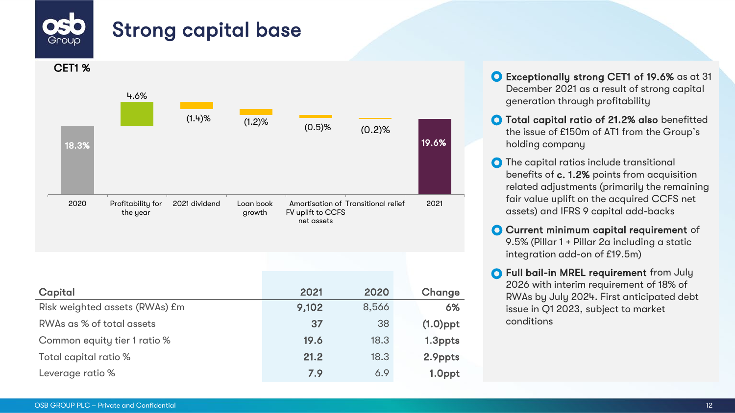# Strong capital base

**CET1 %**

| | 2020 | Profitability for the year | 2021 dividend | Loan book growth | Amortisation of FV uplift to CCFS net assets | Transitional relief | 2021 |
|---|---|---|---|---|---|---|---|
| CET1 % | 18.3% | 4.6% | (1.4)% | (1.2)% | (0.5)% | (0.2)% | 19.6% |

| Capital | 2021 | 2020 | Change |
|---|---|---|---|
| Risk weighted assets (RWAs) £m | 9,102 | 8,566 | 6% |
| RWAs as % of total assets | 37 | 38 | (1.0)ppt |
| Common equity tier 1 ratio % | 19.6 | 18.3 | 1.3ppts |
| Total capital ratio % | 21.2 | 18.3 | 2.9ppts |
| Leverage ratio % | 7.9 | 6.9 | 1.0ppt |

- **Exceptionally strong CET1 of 19.6%** as at 31 December 2021 as a result of strong capital generation through profitability
- **Total capital ratio of 21.2% also** benefitted the issue of £150m of AT1 from the Group's holding company
- The capital ratios include transitional benefits of **c. 1.2%** points from acquisition related adjustments (primarily the remaining fair value uplift on the acquired CCFS net assets) and IFRS 9 capital add-backs
- **Current minimum capital requirement** of 9.5% (Pillar 1 + Pillar 2a including a static integration add-on of £19.5m)
- **Full bail-in MREL requirement** from July 2026 with interim requirement of 18% of RWAs by July 2024. First anticipated debt issue in Q1 2023, subject to market conditions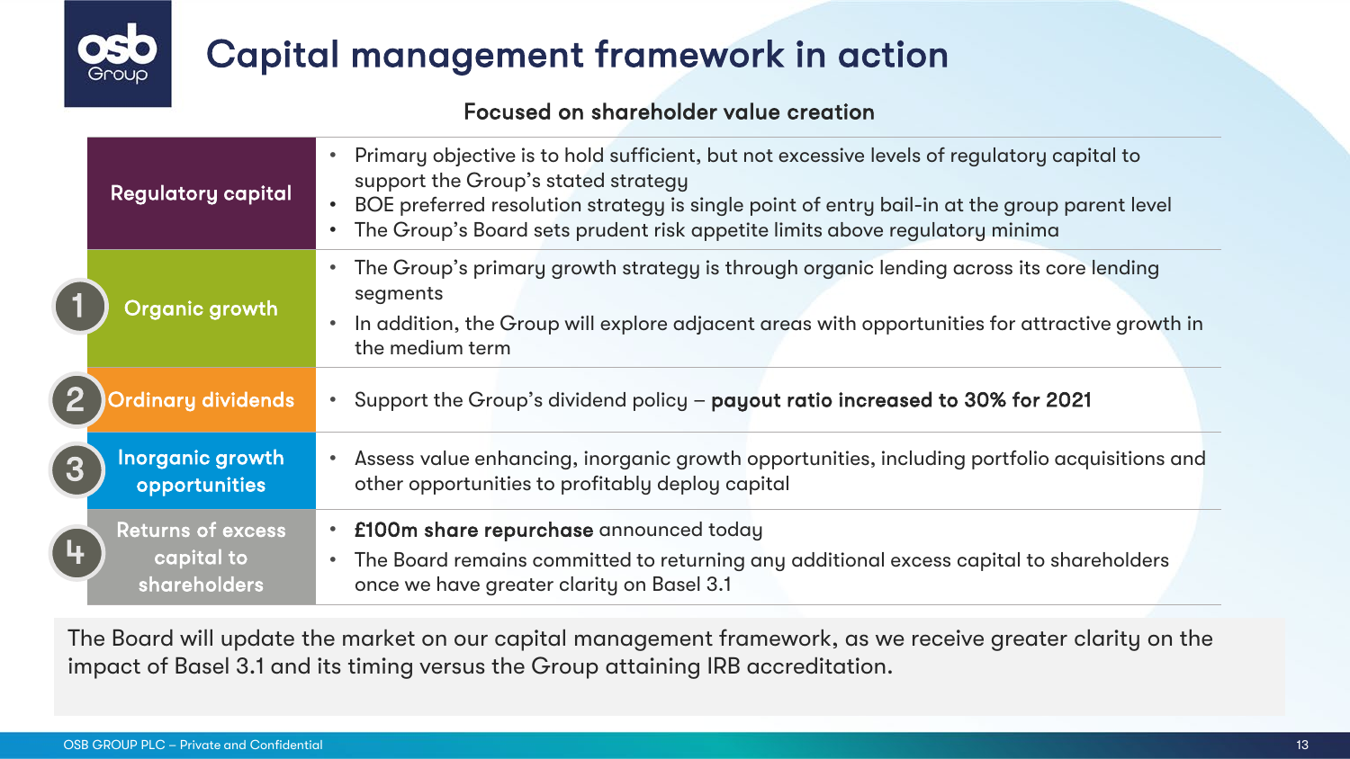# Capital management framework in action

### Focused on shareholder value creation

| | |
|---|---|
| **Regulatory capital** | • Primary objective is to hold sufficient, but not excessive levels of regulatory capital to support the Group's stated strategy<br>• BOE preferred resolution strategy is single point of entry bail-in at the group parent level<br>• The Group's Board sets prudent risk appetite limits above regulatory minima |
| **1 Organic growth** | • The Group's primary growth strategy is through organic lending across its core lending segments<br>• In addition, the Group will explore adjacent areas with opportunities for attractive growth in the medium term |
| **2 Ordinary dividends** | • Support the Group's dividend policy – **payout ratio increased to 30% for 2021** |
| **3 Inorganic growth opportunities** | • Assess value enhancing, inorganic growth opportunities, including portfolio acquisitions and other opportunities to profitably deploy capital |
| **4 Returns of excess capital to shareholders** | • **£100m share repurchase** announced today<br>• The Board remains committed to returning any additional excess capital to shareholders once we have greater clarity on Basel 3.1 |

The Board will update the market on our capital management framework, as we receive greater clarity on the impact of Basel 3.1 and its timing versus the Group attaining IRB accreditation.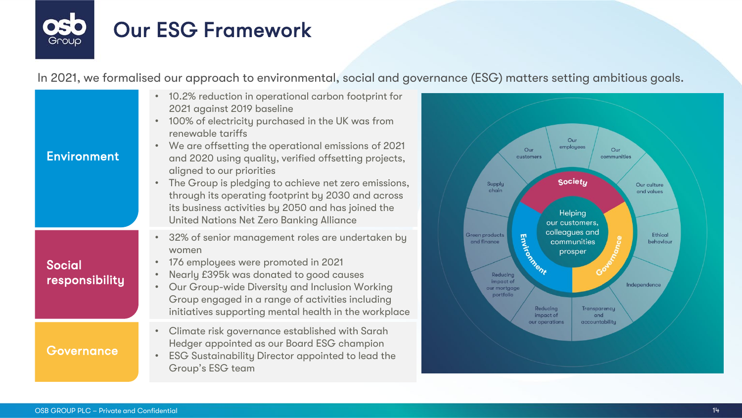# Our ESG Framework

In 2021, we formalised our approach to environmental, social and governance (ESG) matters setting ambitious goals.

## Environment

- 10.2% reduction in operational carbon footprint for 2021 against 2019 baseline
- 100% of electricity purchased in the UK was from renewable tariffs
- We are offsetting the operational emissions of 2021 and 2020 using quality, verified offsetting projects, aligned to our priorities
- The Group is pledging to achieve net zero emissions, through its operating footprint by 2030 and across its business activities by 2050 and has joined the United Nations Net Zero Banking Alliance

## Social responsibility

- 32% of senior management roles are undertaken by women
- 176 employees were promoted in 2021
- Nearly £395k was donated to good causes
- Our Group-wide Diversity and Inclusion Working Group engaged in a range of activities including initiatives supporting mental health in the workplace

## Governance

- Climate risk governance established with Sarah Hedger appointed as our Board ESG champion
- ESG Sustainability Director appointed to lead the Group's ESG team

Helping our customers, colleagues and communities prosper

Society: Our customers, Our employees, Our communities, Our culture and values, Supply chain

Environment: Green products and finance, Reducing impact of our mortgage portfolio, Reducing impact of our operations

Governance: Ethical behaviour, Independence, Transparency and accountability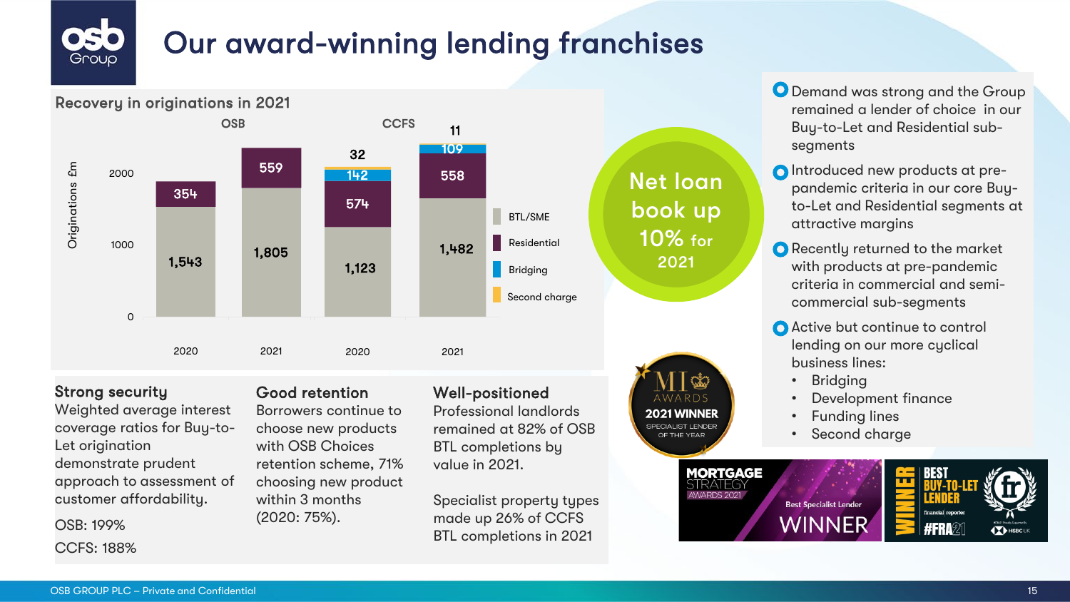# Our award-winning lending franchises

## Recovery in originations in 2021

Originations £m

| | OSB 2020 | OSB 2021 | CCFS 2020 | CCFS 2021 |
|---|---|---|---|---|
| BTL/SME | 1,543 | 1,805 | 1,123 | 1,482 |
| Residential | 354 | 559 | 574 | 558 |
| Bridging | | | 142 | 109 |
| Second charge | | | 32 | 11 |

Net loan book up 10% for 2021

- Demand was strong and the Group remained a lender of choice in our Buy-to-Let and Residential sub-segments
- Introduced new products at pre-pandemic criteria in our core Buy-to-Let and Residential segments at attractive margins
- Recently returned to the market with products at pre-pandemic criteria in commercial and semi-commercial sub-segments
- Active but continue to control lending on our more cyclical business lines:
  - Bridging
  - Development finance
  - Funding lines
  - Second charge

### Strong security

Weighted average interest coverage ratios for Buy-to-Let origination demonstrate prudent approach to assessment of customer affordability.

OSB: 199%

CCFS: 188%

### Good retention

Borrowers continue to choose new products with OSB Choices retention scheme, 71% choosing new product within 3 months (2020: 75%).

### Well-positioned

Professional landlords remained at 82% of OSB BTL completions by value in 2021.

Specialist property types made up 26% of CCFS BTL completions in 2021

MI Awards 2021 Winner Specialist Lender of the Year

Mortgage Strategy Awards 2021 Best Specialist Lender Winner

Winner Best Buy-to-Let Lender financial reporter #FRA21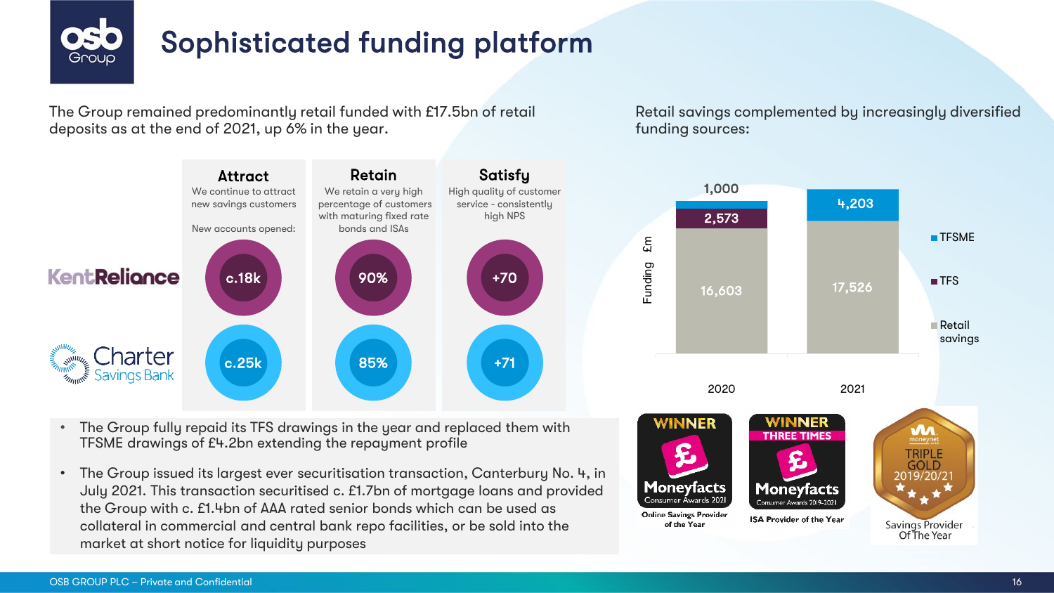# Sophisticated funding platform

The Group remained predominantly retail funded with £17.5bn of retail deposits as at the end of 2021, up 6% in the year.

| | Attract | Retain | Satisfy |
|---|---|---|---|
| | We continue to attract new savings customers<br><br>New accounts opened: | We retain a very high percentage of customers with maturing fixed rate bonds and ISAs | High quality of customer service - consistently high NPS |
| KentReliance | c.18k | 90% | +70 |
| Charter Savings Bank | c.25k | 85% | +71 |

- The Group fully repaid its TFS drawings in the year and replaced them with TFSME drawings of £4.2bn extending the repayment profile
- The Group issued its largest ever securitisation transaction, Canterbury No. 4, in July 2021. This transaction securitised c. £1.7bn of mortgage loans and provided the Group with c. £1.4bn of AAA rated senior bonds which can be used as collateral in commercial and central bank repo facilities, or be sold into the market at short notice for liquidity purposes

Retail savings complemented by increasingly diversified funding sources:

| Funding £m | 2020 | 2021 |
|---|---|---|
| TFSME | 1,000 | 4,203 |
| TFS | 2,573 | |
| Retail savings | 16,603 | 17,526 |

WINNER Moneyfacts Consumer Awards 2021 – Online Savings Provider of the Year

WINNER THREE TIMES Moneyfacts Consumer Awards 2019-2021 – ISA Provider of the Year

moneynet TRIPLE GOLD 2019/20/21 – Savings Provider Of The Year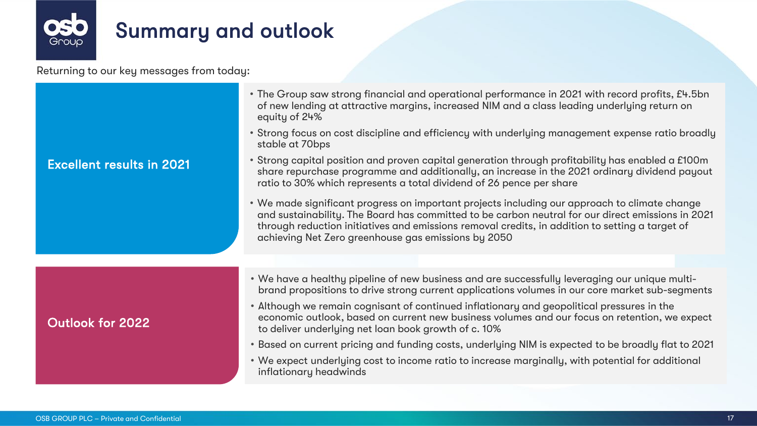# Summary and outlook

Returning to our key messages from today:

## Excellent results in 2021

- The Group saw strong financial and operational performance in 2021 with record profits, £4.5bn of new lending at attractive margins, increased NIM and a class leading underlying return on equity of 24%
- Strong focus on cost discipline and efficiency with underlying management expense ratio broadly stable at 70bps
- Strong capital position and proven capital generation through profitability has enabled a £100m share repurchase programme and additionally, an increase in the 2021 ordinary dividend payout ratio to 30% which represents a total dividend of 26 pence per share
- We made significant progress on important projects including our approach to climate change and sustainability. The Board has committed to be carbon neutral for our direct emissions in 2021 through reduction initiatives and emissions removal credits, in addition to setting a target of achieving Net Zero greenhouse gas emissions by 2050

## Outlook for 2022

- We have a healthy pipeline of new business and are successfully leveraging our unique multi-brand propositions to drive strong current applications volumes in our core market sub-segments
- Although we remain cognisant of continued inflationary and geopolitical pressures in the economic outlook, based on current new business volumes and our focus on retention, we expect to deliver underlying net loan book growth of c. 10%
- Based on current pricing and funding costs, underlying NIM is expected to be broadly flat to 2021
- We expect underlying cost to income ratio to increase marginally, with potential for additional inflationary headwinds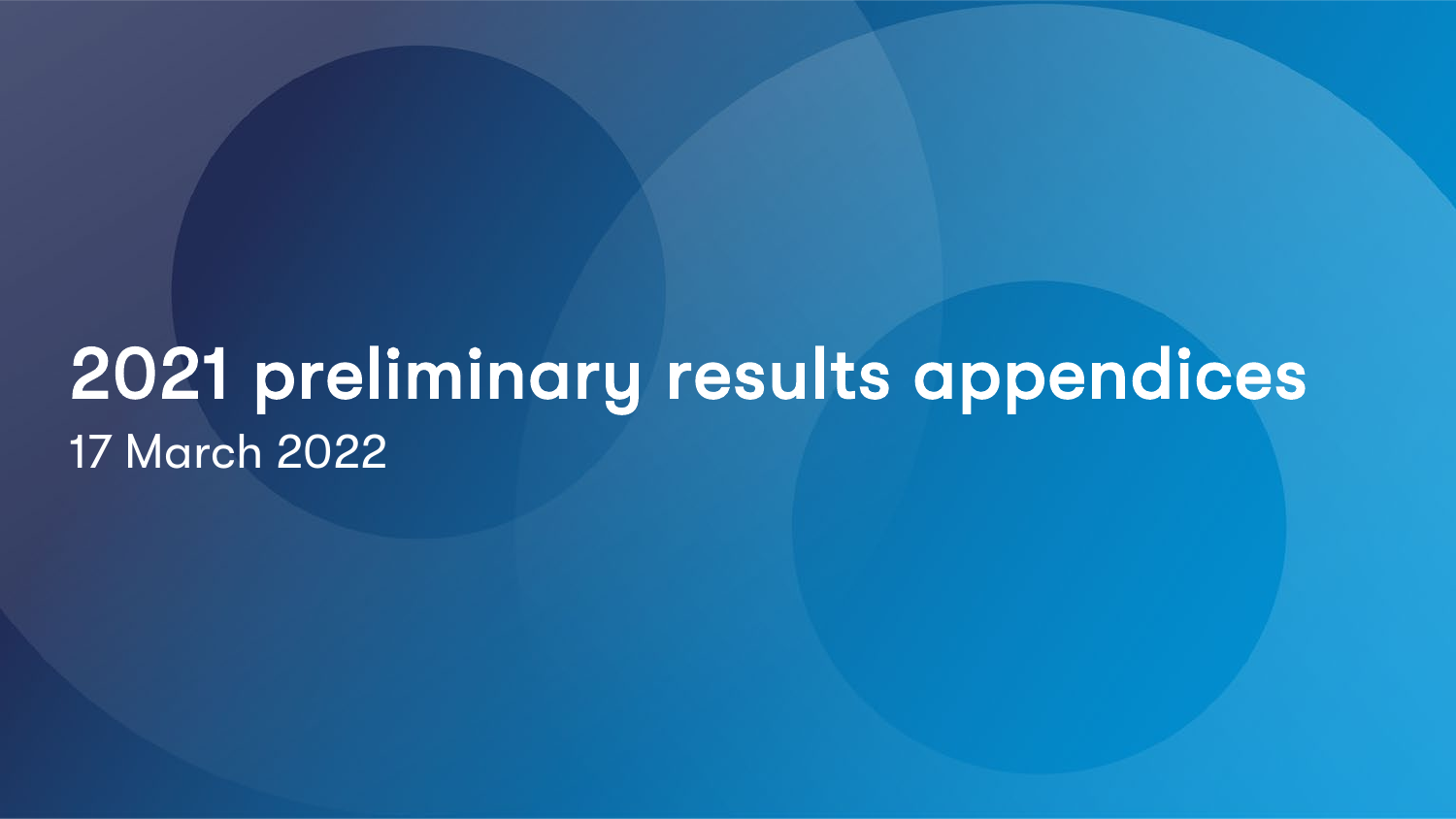# 2021 preliminary results appendices

17 March 2022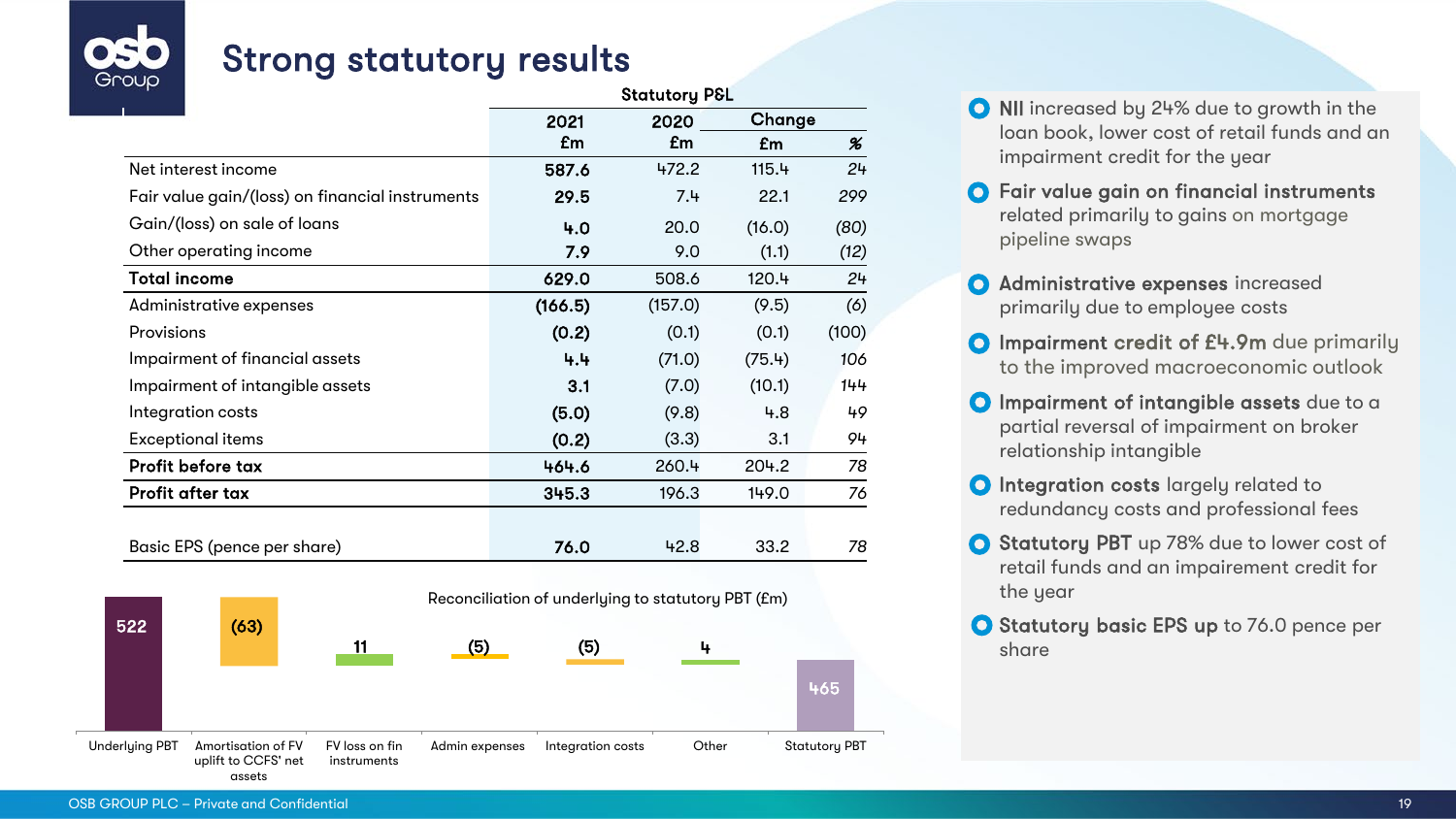# Strong statutory results

**Statutory P&L**

| | 2021 £m | 2020 £m | Change £m | Change % |
|---|---|---|---|---|
| Net interest income | **587.6** | 472.2 | 115.4 | *24* |
| Fair value gain/(loss) on financial instruments | **29.5** | 7.4 | 22.1 | *299* |
| Gain/(loss) on sale of loans | **4.0** | 20.0 | (16.0) | *(80)* |
| Other operating income | **7.9** | 9.0 | (1.1) | *(12)* |
| **Total income** | **629.0** | 508.6 | 120.4 | *24* |
| Administrative expenses | **(166.5)** | (157.0) | (9.5) | *(6)* |
| Provisions | **(0.2)** | (0.1) | (0.1) | *(100)* |
| Impairment of financial assets | **4.4** | (71.0) | (75.4) | *106* |
| Impairment of intangible assets | **3.1** | (7.0) | (10.1) | *144* |
| Integration costs | **(5.0)** | (9.8) | 4.8 | *49* |
| Exceptional items | **(0.2)** | (3.3) | 3.1 | *94* |
| **Profit before tax** | **464.6** | 260.4 | 204.2 | *78* |
| **Profit after tax** | **345.3** | 196.3 | 149.0 | *76* |
| Basic EPS (pence per share) | **76.0** | 42.8 | 33.2 | *78* |

**Reconciliation of underlying to statutory PBT (£m)**

| Underlying PBT | Amortisation of FV uplift to CCFS' net assets | FV loss on fin instruments | Admin expenses | Integration costs | Other | Statutory PBT |
|---|---|---|---|---|---|---|
| 522 | (63) | 11 | (5) | (5) | 4 | 465 |

- **NII** increased by 24% due to growth in the loan book, lower cost of retail funds and an impairment credit for the year
- **Fair value gain on financial instruments** related primarily to gains on mortgage pipeline swaps
- **Administrative expenses** increased primarily due to employee costs
- **Impairment credit of £4.9m** due primarily to the improved macroeconomic outlook
- **Impairment of intangible assets** due to a partial reversal of impairment on broker relationship intangible
- **Integration costs** largely related to redundancy costs and professional fees
- **Statutory PBT** up 78% due to lower cost of retail funds and an impairement credit for the year
- **Statutory basic EPS up** to 76.0 pence per share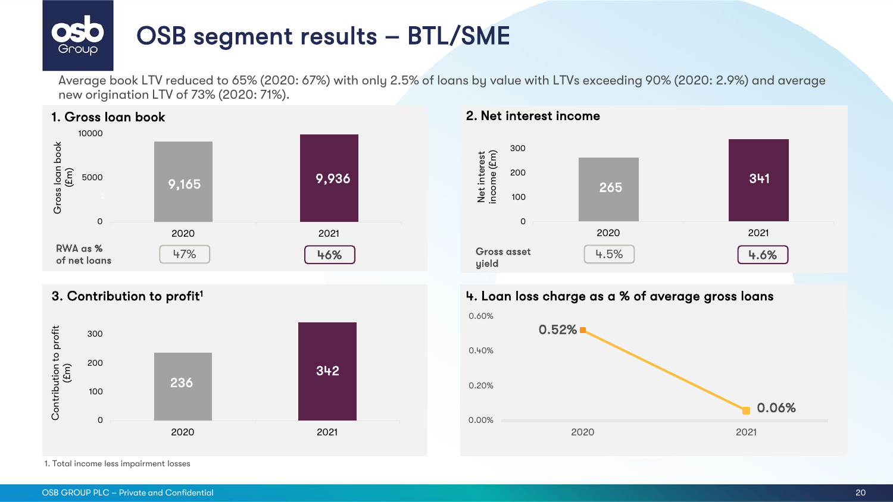# OSB segment results – BTL/SME

Average book LTV reduced to 65% (2020: 67%) with only 2.5% of loans by value with LTVs exceeding 90% (2020: 2.9%) and average new origination LTV of 73% (2020: 71%).

## 1. Gross loan book

| | 2020 | 2021 |
|---|---|---|
| Gross loan book (£m) | 9,165 | 9,936 |
| RWA as % of net loans | 47% | 46% |

## 2. Net interest income

| | 2020 | 2021 |
|---|---|---|
| Net interest income (£m) | 265 | 341 |
| Gross asset yield | 4.5% | 4.6% |

## 3. Contribution to profit[1]

| | 2020 | 2021 |
|---|---|---|
| Contribution to profit (£m) | 236 | 342 |

## 4. Loan loss charge as a % of average gross loans

| | 2020 | 2021 |
|---|---|---|
| Loan loss charge as a % of average gross loans | 0.52% | 0.06% |

1. Total income less impairment losses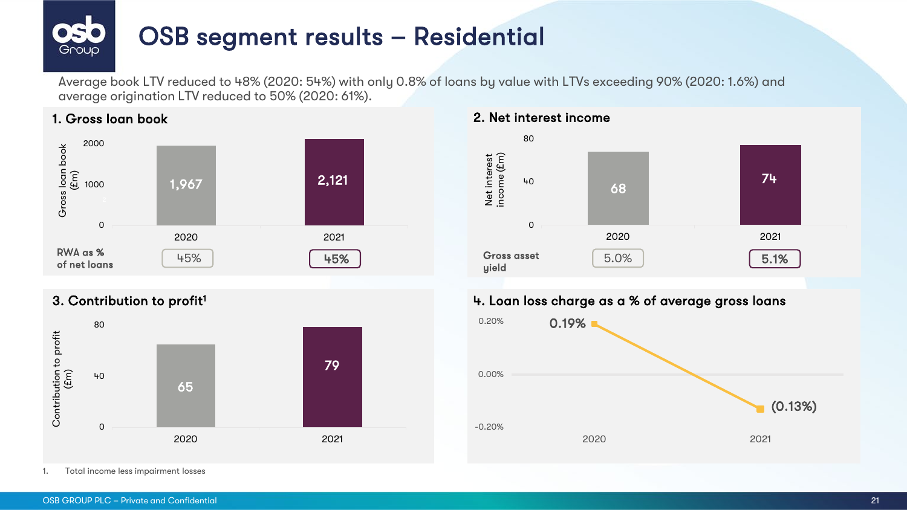# OSB segment results – Residential

Average book LTV reduced to 48% (2020: 54%) with only 0.8% of loans by value with LTVs exceeding 90% (2020: 1.6%) and average origination LTV reduced to 50% (2020: 61%).

## 1. Gross loan book

| | 2020 | 2021 |
|---|---|---|
| Gross loan book (£m) | 1,967 | 2,121 |
| RWA as % of net loans | 45% | 45% |

## 2. Net interest income

| | 2020 | 2021 |
|---|---|---|
| Net interest income (£m) | 68 | 74 |
| Gross asset yield | 5.0% | 5.1% |

## 3. Contribution to profit[1]

| | 2020 | 2021 |
|---|---|---|
| Contribution to profit (£m) | 65 | 79 |

## 4. Loan loss charge as a % of average gross loans

| 2020 | 2021 |
|---|---|
| 0.19% | (0.13%) |

1. Total income less impairment losses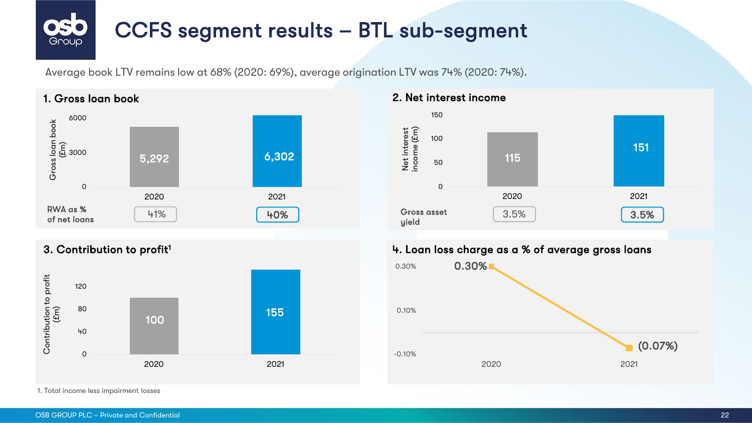# CCFS segment results – BTL sub-segment

Average book LTV remains low at 68% (2020: 69%), average origination LTV was 74% (2020: 74%).

## 1. Gross loan book

| | 2020 | 2021 |
|---|---|---|
| Gross loan book (£m) | 5,292 | 6,302 |
| RWA as % of net loans | 41% | 40% |

## 2. Net interest income

| | 2020 | 2021 |
|---|---|---|
| Net interest income (£m) | 115 | 151 |
| Gross asset yield | 3.5% | 3.5% |

## 3. Contribution to profit[1]

| | 2020 | 2021 |
|---|---|---|
| Contribution to profit (£m) | 100 | 155 |

## 4. Loan loss charge as a % of average gross loans

| 2020 | 2021 |
|---|---|
| 0.30% | (0.07%) |

1. Total income less impairment losses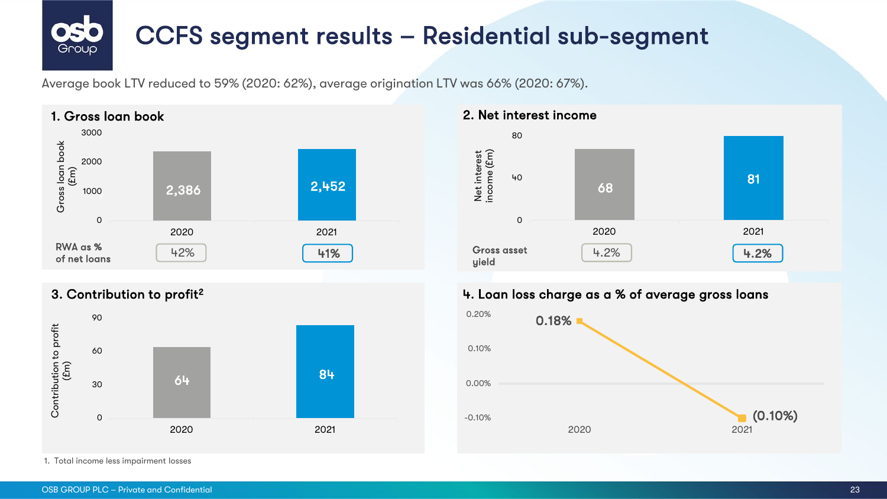# CCFS segment results – Residential sub-segment

Average book LTV reduced to 59% (2020: 62%), average origination LTV was 66% (2020: 67%).

## 1. Gross loan book

| | 2020 | 2021 |
|---|---|---|
| Gross loan book (£m) | 2,386 | 2,452 |
| RWA as % of net loans | 42% | 41% |

## 2. Net interest income

| | 2020 | 2021 |
|---|---|---|
| Net interest income (£m) | 68 | 81 |
| Gross asset yield | 4.2% | 4.2% |

## 3. Contribution to profit[2]

| | 2020 | 2021 |
|---|---|---|
| Contribution to profit (£m) | 64 | 84 |

## 4. Loan loss charge as a % of average gross loans

| | 2020 | 2021 |
|---|---|---|
| Loan loss charge as a % of average gross loans | 0.18% | (0.10%) |

1. Total income less impairment losses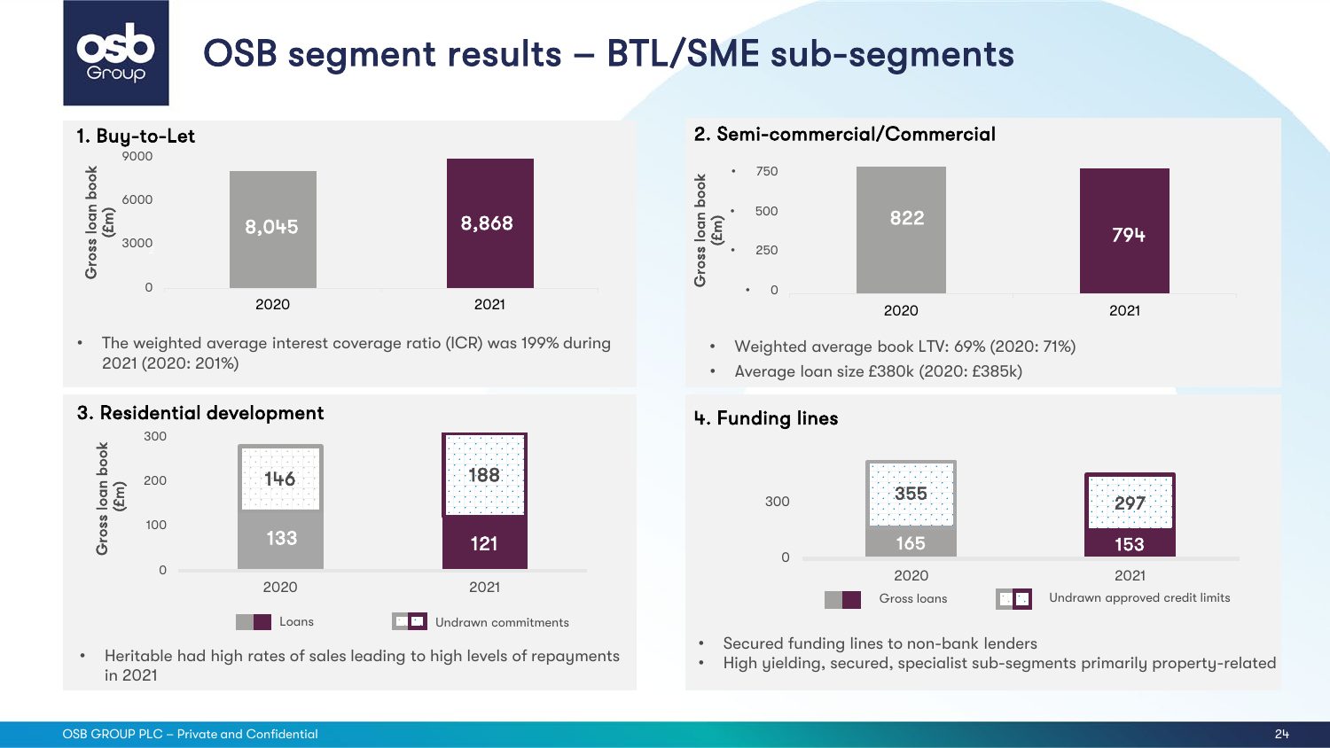# OSB segment results – BTL/SME sub-segments

## 1. Buy-to-Let

Gross loan book (£m)

| | 2020 | 2021 |
|---|---|---|
| Gross loan book (£m) | 8,045 | 8,868 |

- The weighted average interest coverage ratio (ICR) was 199% during 2021 (2020: 201%)

## 2. Semi-commercial/Commercial

Gross loan book (£m)

| | 2020 | 2021 |
|---|---|---|
| Gross loan book (£m) | 822 | 794 |

- Weighted average book LTV: 69% (2020: 71%)
- Average loan size £380k (2020: £385k)

## 3. Residential development

Gross loan book (£m)

| | 2020 | 2021 |
|---|---|---|
| Loans | 133 | 121 |
| Undrawn commitments | 146 | 188 |

- Heritable had high rates of sales leading to high levels of repayments in 2021

## 4. Funding lines

| | 2020 | 2021 |
|---|---|---|
| Gross loans | 165 | 153 |
| Undrawn approved credit limits | 355 | 297 |

- Secured funding lines to non-bank lenders
- High yielding, secured, specialist sub-segments primarily property-related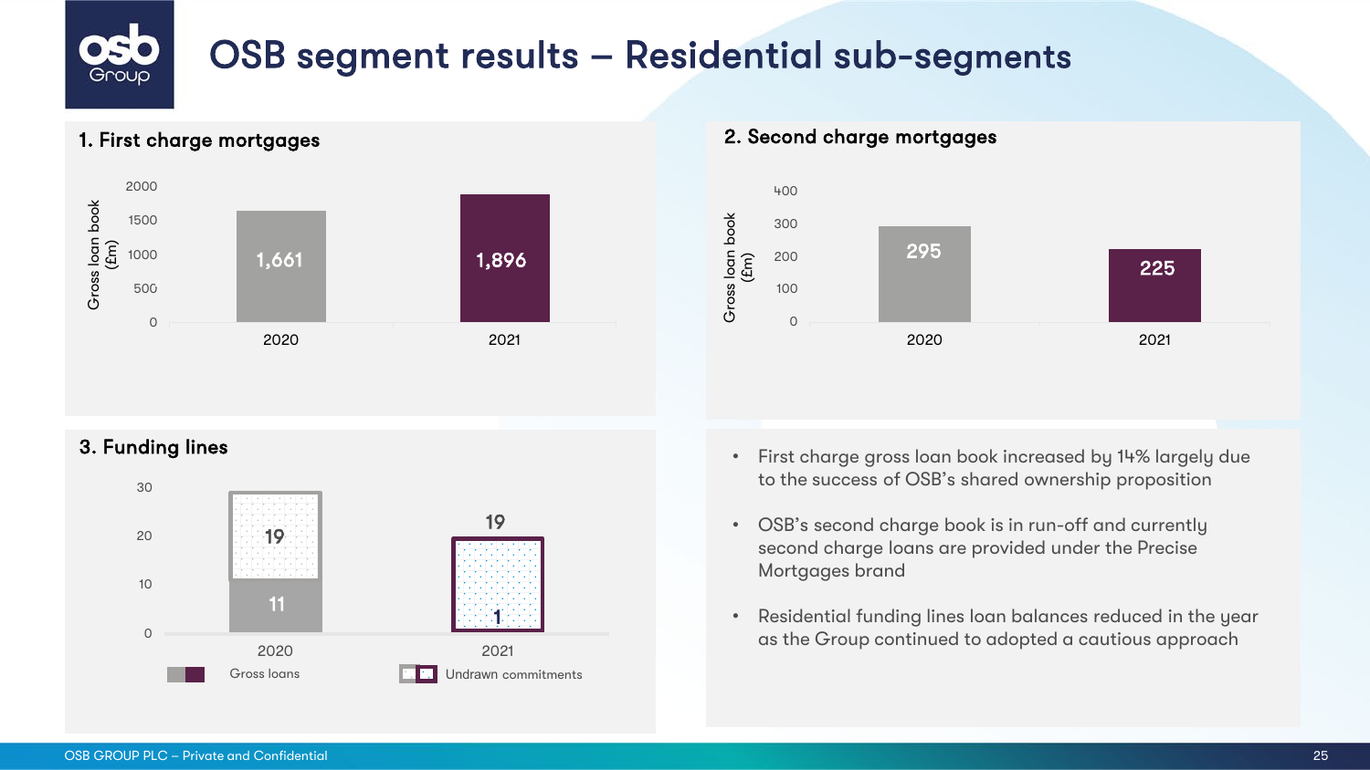# OSB segment results – Residential sub-segments

## 1. First charge mortgages

Gross loan book (£m)

| Year | Gross loan book (£m) |
| --- | --- |
| 2020 | 1,661 |
| 2021 | 1,896 |

## 2. Second charge mortgages

Gross loan book (£m)

| Year | Gross loan book (£m) |
| --- | --- |
| 2020 | 295 |
| 2021 | 225 |

## 3. Funding lines

| Year | Gross loans | Undrawn commitments |
| --- | --- | --- |
| 2020 | 11 | 19 |
| 2021 | 1 | 19 |

- First charge gross loan book increased by 14% largely due to the success of OSB's shared ownership proposition
- OSB's second charge book is in run-off and currently second charge loans are provided under the Precise Mortgages brand
- Residential funding lines loan balances reduced in the year as the Group continued to adopted a cautious approach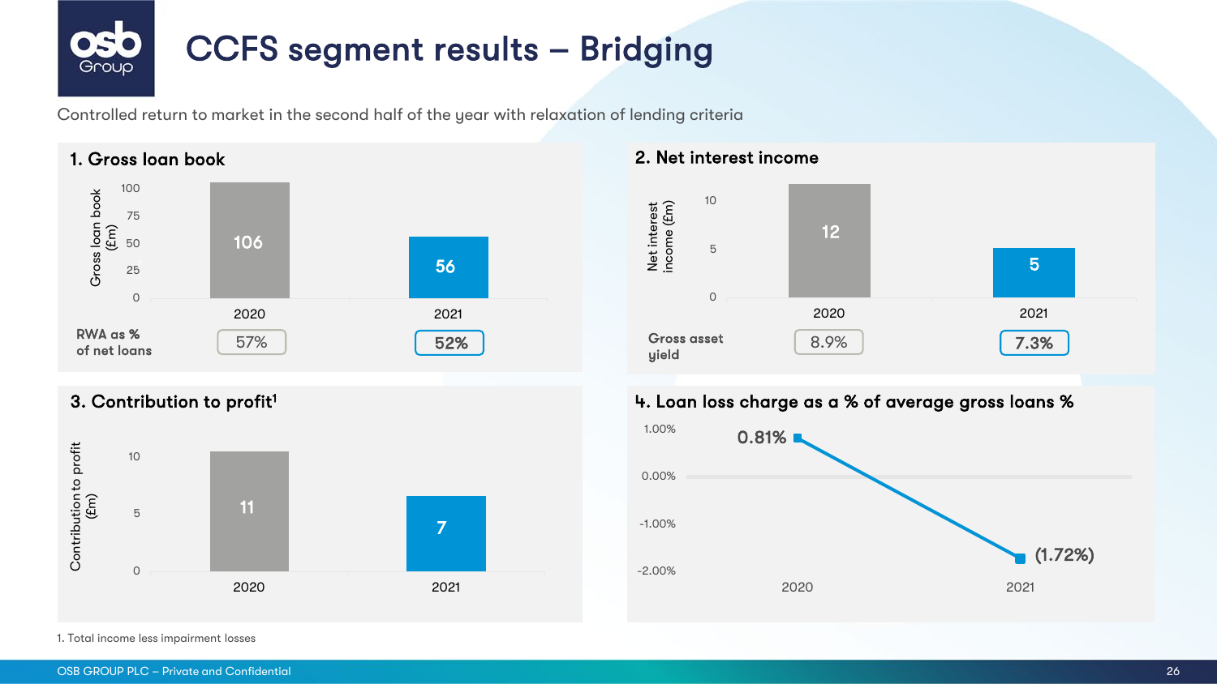# CCFS segment results – Bridging

Controlled return to market in the second half of the year with relaxation of lending criteria

## 1. Gross loan book

| | 2020 | 2021 |
|---|---|---|
| Gross loan book (£m) | 106 | 56 |
| RWA as % of net loans | 57% | 52% |

## 2. Net interest income

| | 2020 | 2021 |
|---|---|---|
| Net interest income (£m) | 12 | 5 |
| Gross asset yield | 8.9% | 7.3% |

## 3. Contribution to profit[1]

| | 2020 | 2021 |
|---|---|---|
| Contribution to profit (£m) | 11 | 7 |

## 4. Loan loss charge as a % of average gross loans %

| | 2020 | 2021 |
|---|---|---|
| Loan loss charge as a % of average gross loans | 0.81% | (1.72%) |

1. Total income less impairment losses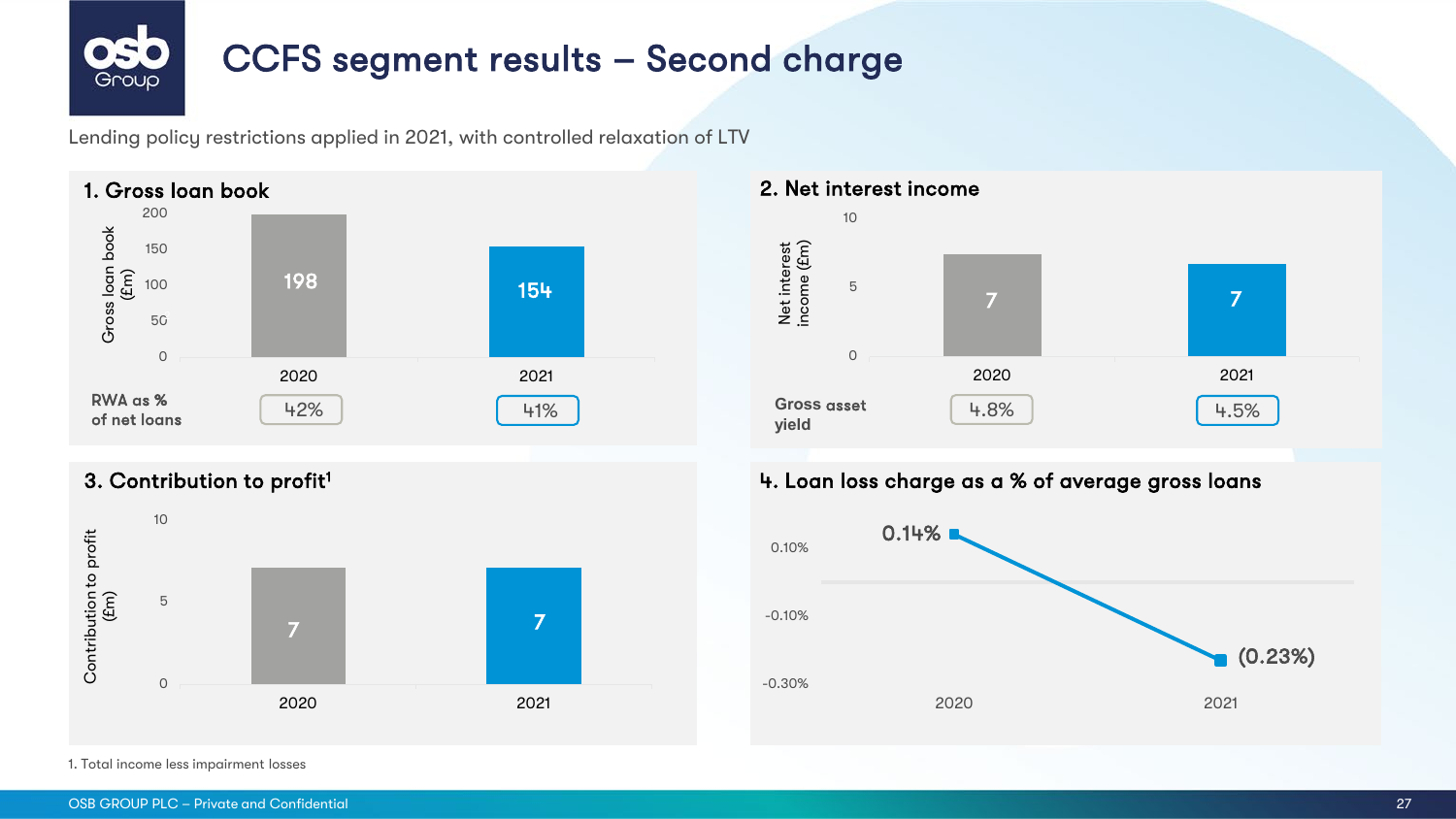# CCFS segment results – Second charge

Lending policy restrictions applied in 2021, with controlled relaxation of LTV

## 1. Gross loan book

| | 2020 | 2021 |
|---|---|---|
| Gross loan book (£m) | 198 | 154 |
| RWA as % of net loans | 42% | 41% |

## 2. Net interest income

| | 2020 | 2021 |
|---|---|---|
| Net interest income (£m) | 7 | 7 |
| Gross asset yield | 4.8% | 4.5% |

## 3. Contribution to profit[1]

| | 2020 | 2021 |
|---|---|---|
| Contribution to profit (£m) | 7 | 7 |

## 4. Loan loss charge as a % of average gross loans

| 2020 | 2021 |
|---|---|
| 0.14% | (0.23%) |

1. Total income less impairment losses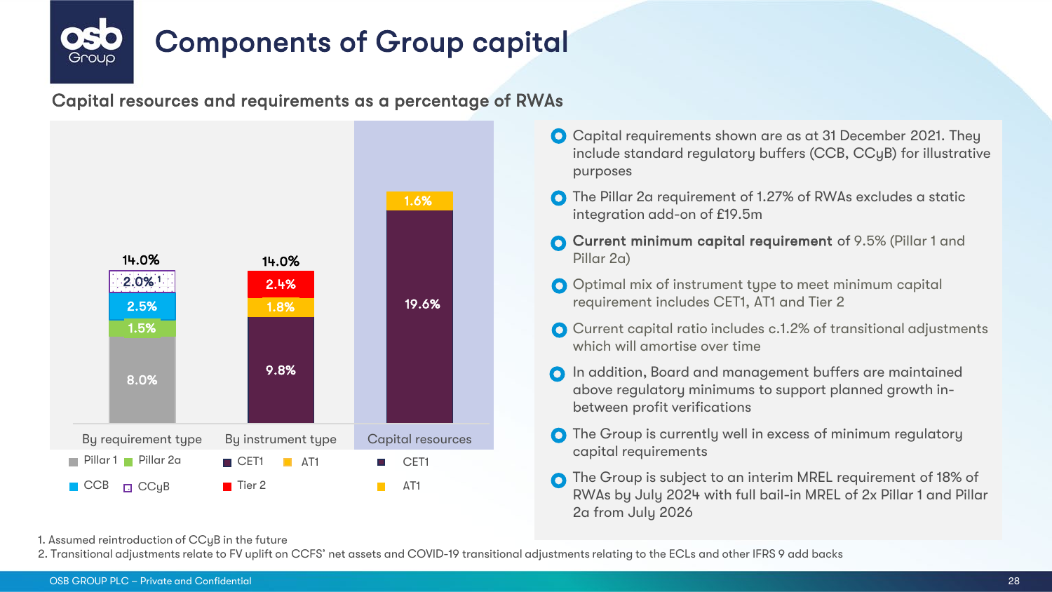# Components of Group capital

## Capital resources and requirements as a percentage of RWAs

| | By requirement type | By instrument type | Capital resources |
|---|---|---|---|
| Total | 14.0% | 14.0% | |
| Pillar 1 | 8.0% | | |
| Pillar 2a | 1.5% | | |
| CCB | 2.5% | | |
| CCyB | 2.0%[1] | | |
| CET1 | | 9.8% | 19.6% |
| AT1 | | 1.8% | 1.6% |
| Tier 2 | | 2.4% | |

- Capital requirements shown are as at 31 December 2021. They include standard regulatory buffers (CCB, CCyB) for illustrative purposes
- The Pillar 2a requirement of 1.27% of RWAs excludes a static integration add-on of £19.5m
- **Current minimum capital requirement** of 9.5% (Pillar 1 and Pillar 2a)
- Optimal mix of instrument type to meet minimum capital requirement includes CET1, AT1 and Tier 2
- Current capital ratio includes c.1.2% of transitional adjustments which will amortise over time
- In addition, Board and management buffers are maintained above regulatory minimums to support planned growth in-between profit verifications
- The Group is currently well in excess of minimum regulatory capital requirements
- The Group is subject to an interim MREL requirement of 18% of RWAs by July 2024 with full bail-in MREL of 2x Pillar 1 and Pillar 2a from July 2026

1. Assumed reintroduction of CCyB in the future
2. Transitional adjustments relate to FV uplift on CCFS' net assets and COVID-19 transitional adjustments relating to the ECLs and other IFRS 9 add backs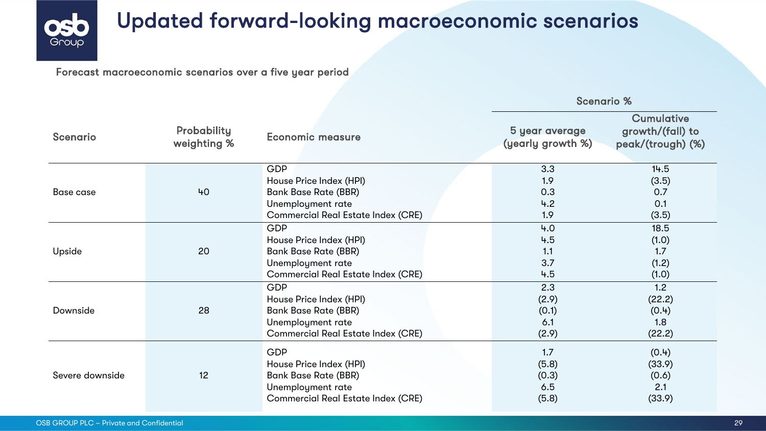# Updated forward-looking macroeconomic scenarios

Forecast macroeconomic scenarios over a five year period

| Scenario | Probability weighting % | Economic measure | Scenario % | |
|---|---|---|---|---|
| | | | 5 year average (yearly growth %) | Cumulative growth/(fall) to peak/(trough) (%) |
| Base case | 40 | GDP | 3.3 | 14.5 |
| | | House Price Index (HPI) | 1.9 | (3.5) |
| | | Bank Base Rate (BBR) | 0.3 | 0.7 |
| | | Unemployment rate | 4.2 | 0.1 |
| | | Commercial Real Estate Index (CRE) | 1.9 | (3.5) |
| Upside | 20 | GDP | 4.0 | 18.5 |
| | | House Price Index (HPI) | 4.5 | (1.0) |
| | | Bank Base Rate (BBR) | 1.1 | 1.7 |
| | | Unemployment rate | 3.7 | (1.2) |
| | | Commercial Real Estate Index (CRE) | 4.5 | (1.0) |
| Downside | 28 | GDP | 2.3 | 1.2 |
| | | House Price Index (HPI) | (2.9) | (22.2) |
| | | Bank Base Rate (BBR) | (0.1) | (0.4) |
| | | Unemployment rate | 6.1 | 1.8 |
| | | Commercial Real Estate Index (CRE) | (2.9) | (22.2) |
| Severe downside | 12 | GDP | 1.7 | (0.4) |
| | | House Price Index (HPI) | (5.8) | (33.9) |
| | | Bank Base Rate (BBR) | (0.3) | (0.6) |
| | | Unemployment rate | 6.5 | 2.1 |
| | | Commercial Real Estate Index (CRE) | (5.8) | (33.9) |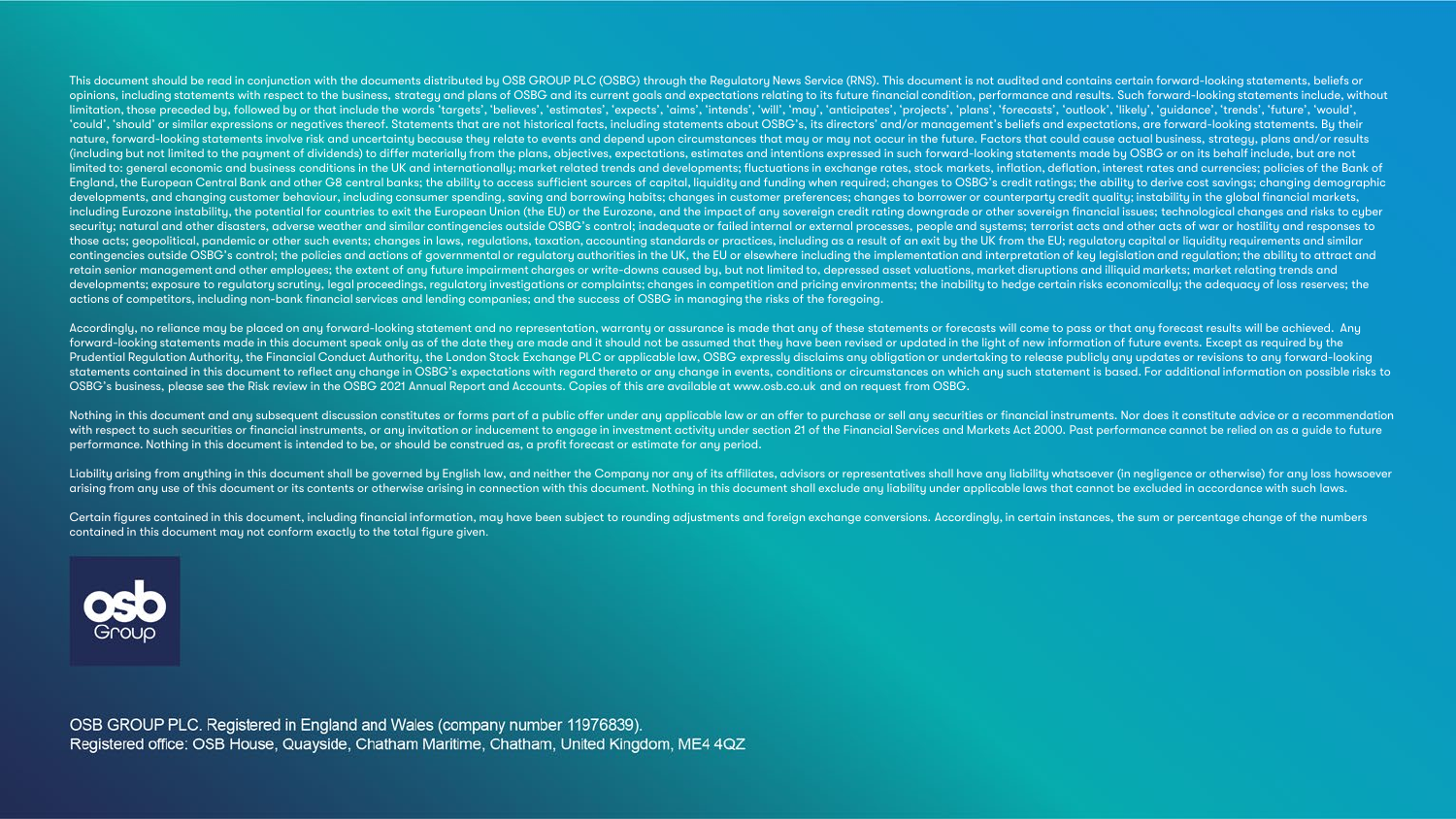This document should be read in conjunction with the documents distributed by OSB GROUP PLC (OSBG) through the Regulatory News Service (RNS). This document is not audited and contains certain forward-looking statements, beliefs or opinions, including statements with respect to the business, strategy and plans of OSBG and its current goals and expectations relating to its future financial condition, performance and results. Such forward-looking statements include, without limitation, those preceded by, followed by or that include the words 'targets', 'believes', 'estimates', 'expects', 'aims', 'intends', 'will', 'may', 'anticipates', 'projects', 'plans', 'forecasts', 'outlook', 'likely', 'guidance', 'trends', 'future', 'would', 'could', 'should' or similar expressions or negatives thereof. Statements that are not historical facts, including statements about OSBG's, its directors' and/or management's beliefs and expectations, are forward-looking statements. By their nature, forward-looking statements involve risk and uncertainty because they relate to events and depend upon circumstances that may or may not occur in the future. Factors that could cause actual business, strategy, plans and/or results (including but not limited to the payment of dividends) to differ materially from the plans, objectives, expectations, estimates and intentions expressed in such forward-looking statements made by OSBG or on its behalf include, but are not limited to: general economic and business conditions in the UK and internationally; market related trends and developments; fluctuations in exchange rates, stock markets, inflation, deflation, interest rates and currencies; policies of the Bank of England, the European Central Bank and other G8 central banks; the ability to access sufficient sources of capital, liquidity and funding when required; changes to OSBG's credit ratings; the ability to derive cost savings; changing demographic developments, and changing customer behaviour, including consumer spending, saving and borrowing habits; changes in customer preferences; changes to borrower or counterparty credit quality; instability in the global financial markets, including Eurozone instability, the potential for countries to exit the European Union (the EU) or the Eurozone, and the impact of any sovereign credit rating downgrade or other sovereign financial issues; technological changes and risks to cyber security; natural and other disasters, adverse weather and similar contingencies outside OSBG's control; inadequate or failed internal or external processes, people and systems; terrorist acts and other acts of war or hostility and responses to those acts; geopolitical, pandemic or other such events; changes in laws, regulations, taxation, accounting standards or practices, including as a result of an exit by the UK from the EU; regulatory capital or liquidity requirements and similar contingencies outside OSBG's control; the policies and actions of governmental or regulatory authorities in the UK, the EU or elsewhere including the implementation and interpretation of key legislation and regulation; the ability to attract and retain senior management and other employees; the extent of any future impairment charges or write-downs caused by, but not limited to, depressed asset valuations, market disruptions and illiquid markets; market relating trends and developments; exposure to regulatory scrutiny, legal proceedings, regulatory investigations or complaints; changes in competition and pricing environments; the inability to hedge certain risks economically; the adequacy of loss reserves; the actions of competitors, including non-bank financial services and lending companies; and the success of OSBG in managing the risks of the foregoing.

Accordingly, no reliance may be placed on any forward-looking statement and no representation, warranty or assurance is made that any of these statements or forecasts will come to pass or that any forecast results will be achieved. Any forward-looking statements made in this document speak only as of the date they are made and it should not be assumed that they have been revised or updated in the light of new information of future events. Except as required by the Prudential Regulation Authority, the Financial Conduct Authority, the London Stock Exchange PLC or applicable law, OSBG expressly disclaims any obligation or undertaking to release publicly any updates or revisions to any forward-looking statements contained in this document to reflect any change in OSBG's expectations with regard thereto or any change in events, conditions or circumstances on which any such statement is based. For additional information on possible risks to OSBG's business, please see the Risk review in the OSBG 2021 Annual Report and Accounts. Copies of this are available at www.osb.co.uk and on request from OSBG.

Nothing in this document and any subsequent discussion constitutes or forms part of a public offer under any applicable law or an offer to purchase or sell any securities or financial instruments. Nor does it constitute advice or a recommendation with respect to such securities or financial instruments, or any invitation or inducement to engage in investment activity under section 21 of the Financial Services and Markets Act 2000. Past performance cannot be relied on as a guide to future performance. Nothing in this document is intended to be, or should be construed as, a profit forecast or estimate for any period.

Liability arising from anything in this document shall be governed by English law, and neither the Company nor any of its affiliates, advisors or representatives shall have any liability whatsoever (in negligence or otherwise) for any loss howsoever arising from any use of this document or its contents or otherwise arising in connection with this document. Nothing in this document shall exclude any liability under applicable laws that cannot be excluded in accordance with such laws.

Certain figures contained in this document, including financial information, may have been subject to rounding adjustments and foreign exchange conversions. Accordingly, in certain instances, the sum or percentage change of the numbers contained in this document may not conform exactly to the total figure given.

osb Group

OSB GROUP PLC. Registered in England and Wales (company number 11976839).
Registered office: OSB House, Quayside, Chatham Maritime, Chatham, United Kingdom, ME4 4QZ